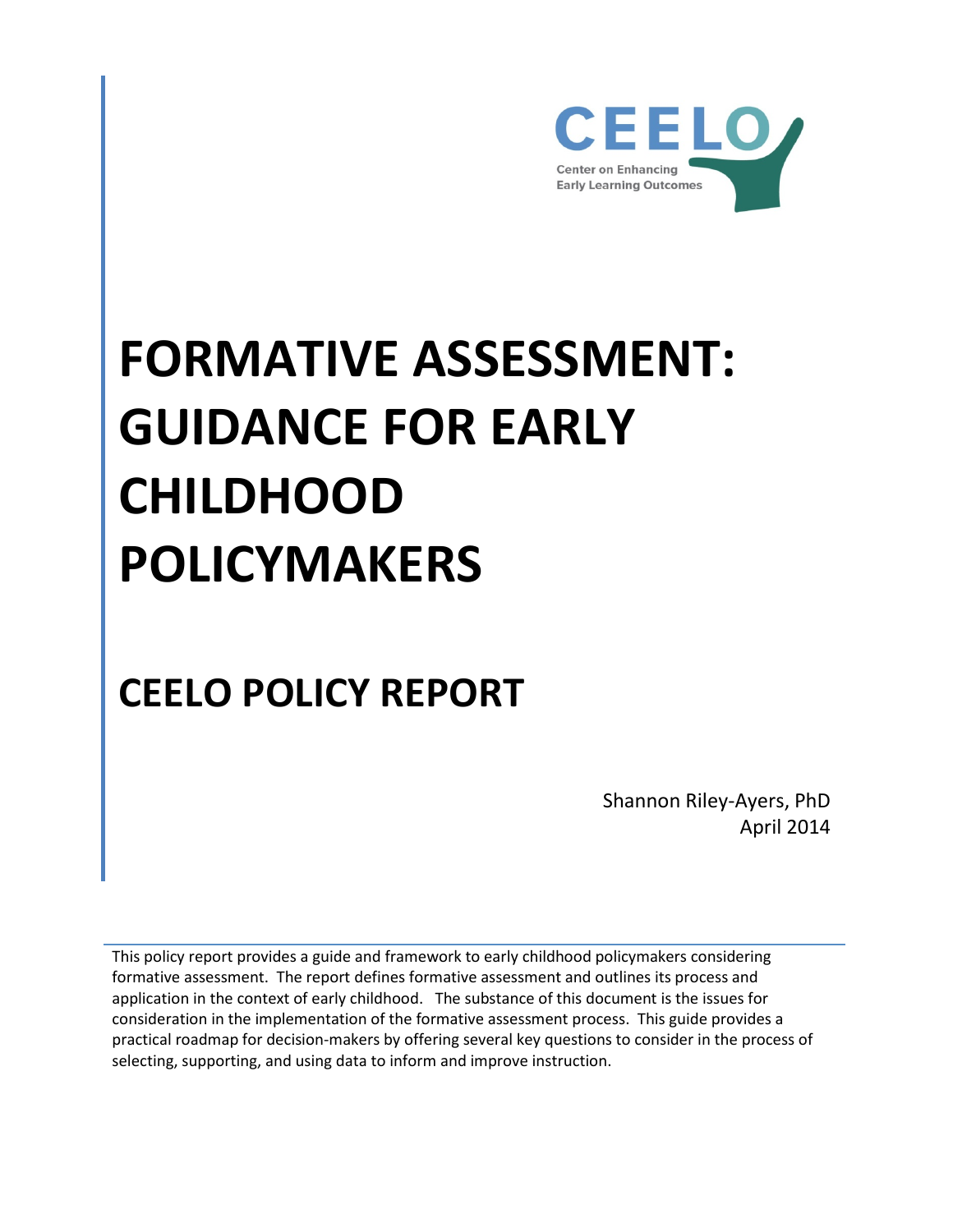CEELO

Center on Enhancing Early Learning Outcomes

# FORMATIVE ASSESSMENT: GUIDANCE FOR EARLY CHILDHOOD POLICYMAKERS

## CEELO POLICY REPORT

Shannon Riley-Ayers, PhD
April 2014

This policy report provides a guide and framework to early childhood policymakers considering formative assessment. The report defines formative assessment and outlines its process and application in the context of early childhood. The substance of this document is the issues for consideration in the implementation of the formative assessment process. This guide provides a practical roadmap for decision-makers by offering several key questions to consider in the process of selecting, supporting, and using data to inform and improve instruction.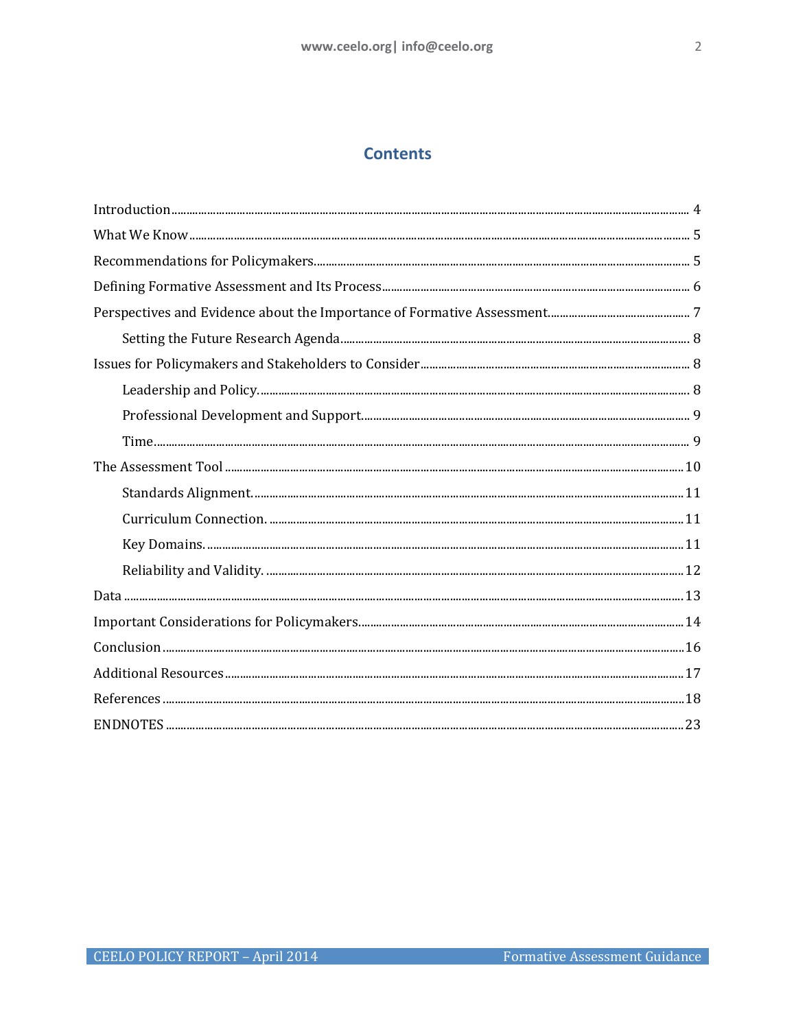# Contents

Introduction ........................................................................ 4
What We Know ........................................................................ 5
Recommendations for Policymakers ........................................................................ 5
Defining Formative Assessment and Its Process ........................................................................ 6
Perspectives and Evidence about the Importance of Formative Assessment ........................................................................ 7
    Setting the Future Research Agenda ........................................................................ 8
Issues for Policymakers and Stakeholders to Consider ........................................................................ 8
    Leadership and Policy. ........................................................................ 8
    Professional Development and Support ........................................................................ 9
    Time ........................................................................ 9
The Assessment Tool ........................................................................ 10
    Standards Alignment. ........................................................................ 11
    Curriculum Connection. ........................................................................ 11
    Key Domains. ........................................................................ 11
    Reliability and Validity. ........................................................................ 12
Data ........................................................................ 13
Important Considerations for Policymakers ........................................................................ 14
Conclusion ........................................................................ 16
Additional Resources ........................................................................ 17
References ........................................................................ 18
ENDNOTES ........................................................................ 23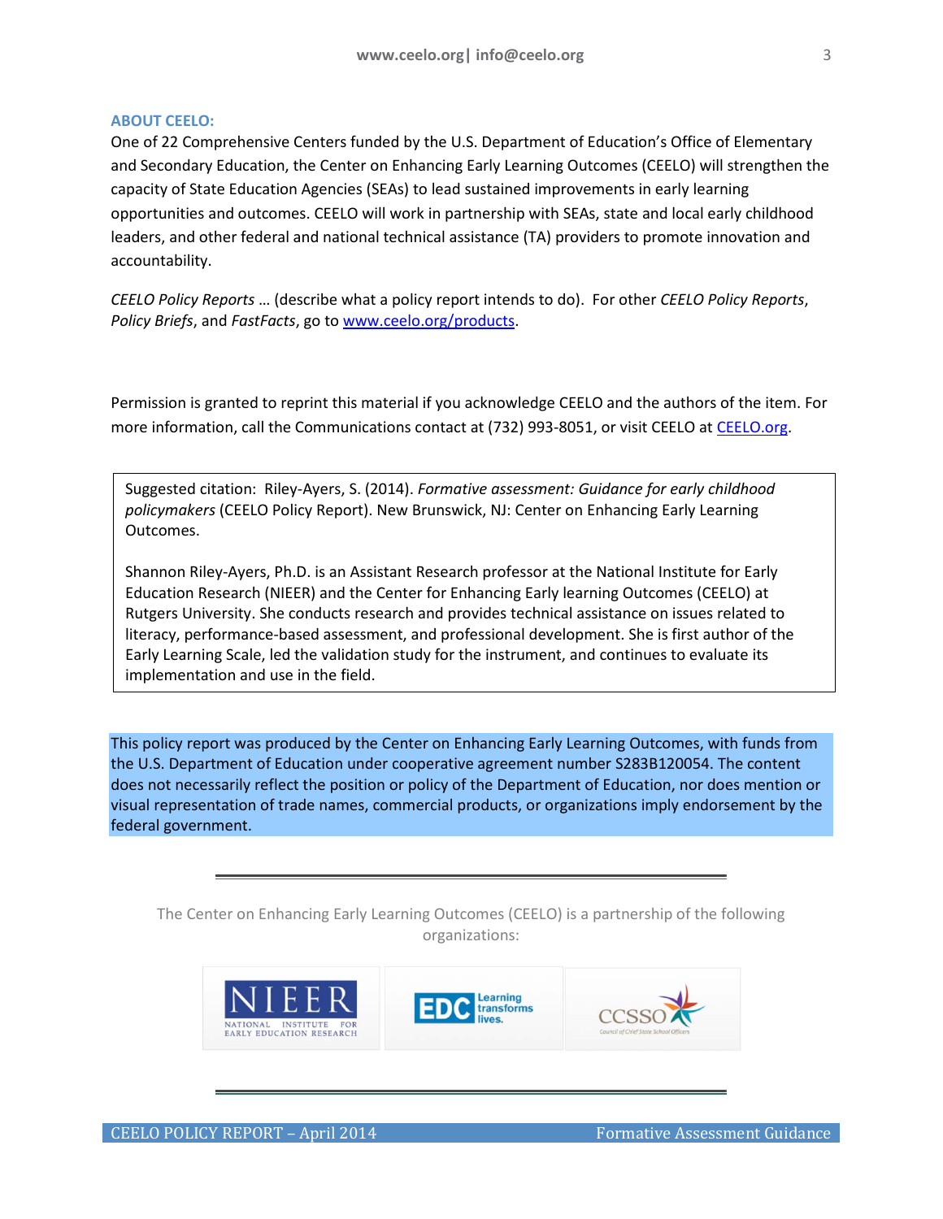### ABOUT CEELO:

One of 22 Comprehensive Centers funded by the U.S. Department of Education's Office of Elementary and Secondary Education, the Center on Enhancing Early Learning Outcomes (CEELO) will strengthen the capacity of State Education Agencies (SEAs) to lead sustained improvements in early learning opportunities and outcomes. CEELO will work in partnership with SEAs, state and local early childhood leaders, and other federal and national technical assistance (TA) providers to promote innovation and accountability.

*CEELO Policy Reports* … (describe what a policy report intends to do). For other *CEELO Policy Reports*, *Policy Briefs*, and *FastFacts*, go to [www.ceelo.org/products](www.ceelo.org/products).

Permission is granted to reprint this material if you acknowledge CEELO and the authors of the item. For more information, call the Communications contact at (732) 993-8051, or visit CEELO at [CEELO.org](CEELO.org).

Suggested citation: Riley-Ayers, S. (2014). *Formative assessment: Guidance for early childhood policymakers* (CEELO Policy Report). New Brunswick, NJ: Center on Enhancing Early Learning Outcomes.

Shannon Riley-Ayers, Ph.D. is an Assistant Research professor at the National Institute for Early Education Research (NIEER) and the Center for Enhancing Early learning Outcomes (CEELO) at Rutgers University. She conducts research and provides technical assistance on issues related to literacy, performance-based assessment, and professional development. She is first author of the Early Learning Scale, led the validation study for the instrument, and continues to evaluate its implementation and use in the field.

This policy report was produced by the Center on Enhancing Early Learning Outcomes, with funds from the U.S. Department of Education under cooperative agreement number S283B120054. The content does not necessarily reflect the position or policy of the Department of Education, nor does mention or visual representation of trade names, commercial products, or organizations imply endorsement by the federal government.

---

The Center on Enhancing Early Learning Outcomes (CEELO) is a partnership of the following organizations:

NIEER – National Institute for Early Education Research | EDC – Learning transforms lives. | CCSSO – Council of Chief State School Officers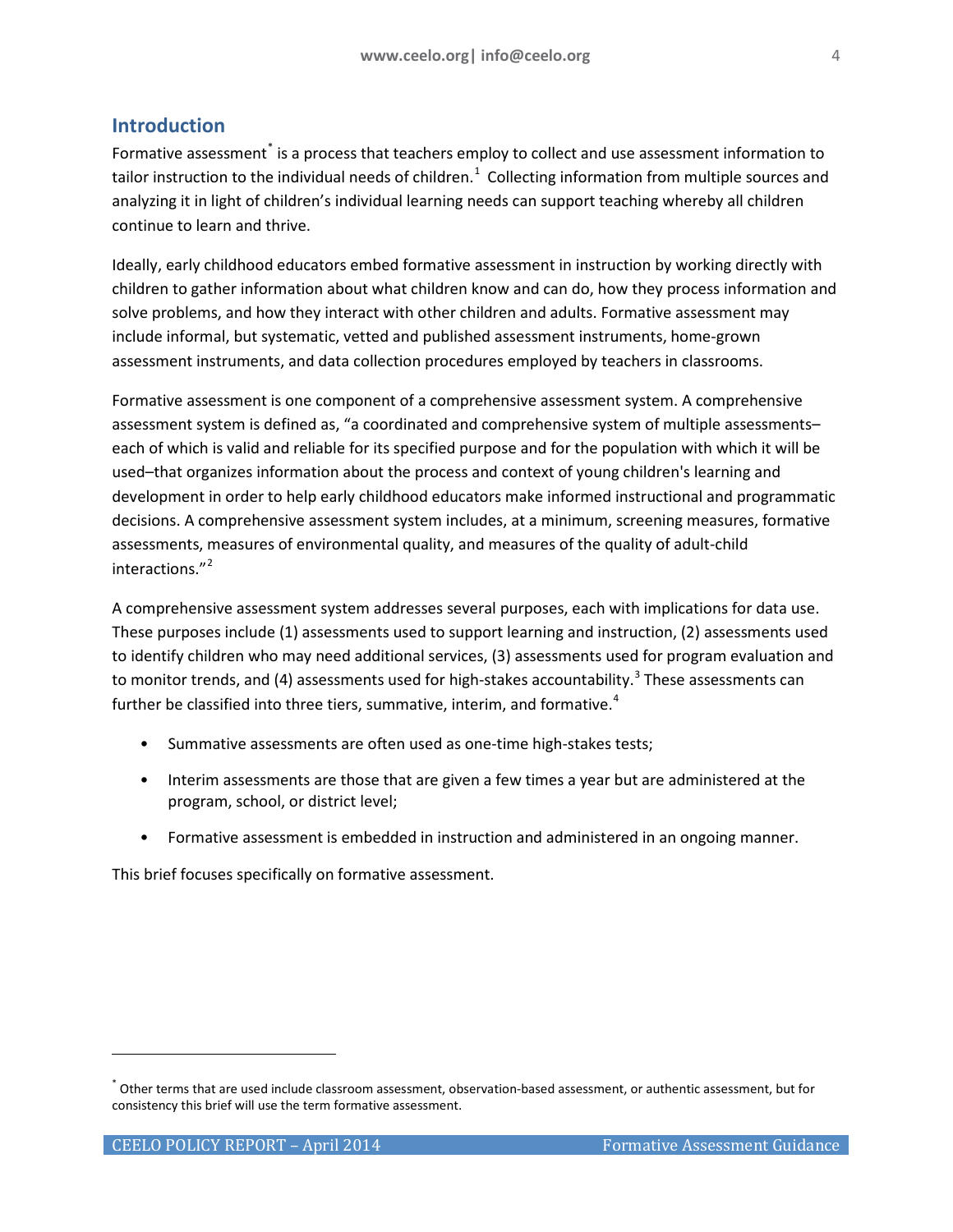## Introduction

Formative assessment[*] is a process that teachers employ to collect and use assessment information to tailor instruction to the individual needs of children.[1] Collecting information from multiple sources and analyzing it in light of children's individual learning needs can support teaching whereby all children continue to learn and thrive.

Ideally, early childhood educators embed formative assessment in instruction by working directly with children to gather information about what children know and can do, how they process information and solve problems, and how they interact with other children and adults. Formative assessment may include informal, but systematic, vetted and published assessment instruments, home-grown assessment instruments, and data collection procedures employed by teachers in classrooms.

Formative assessment is one component of a comprehensive assessment system. A comprehensive assessment system is defined as, "a coordinated and comprehensive system of multiple assessments–each of which is valid and reliable for its specified purpose and for the population with which it will be used–that organizes information about the process and context of young children's learning and development in order to help early childhood educators make informed instructional and programmatic decisions. A comprehensive assessment system includes, at a minimum, screening measures, formative assessments, measures of environmental quality, and measures of the quality of adult-child interactions."[2]

A comprehensive assessment system addresses several purposes, each with implications for data use. These purposes include (1) assessments used to support learning and instruction, (2) assessments used to identify children who may need additional services, (3) assessments used for program evaluation and to monitor trends, and (4) assessments used for high-stakes accountability.[3] These assessments can further be classified into three tiers, summative, interim, and formative.[4]

- Summative assessments are often used as one-time high-stakes tests;
- Interim assessments are those that are given a few times a year but are administered at the program, school, or district level;
- Formative assessment is embedded in instruction and administered in an ongoing manner.

This brief focuses specifically on formative assessment.

[*] Other terms that are used include classroom assessment, observation-based assessment, or authentic assessment, but for consistency this brief will use the term formative assessment.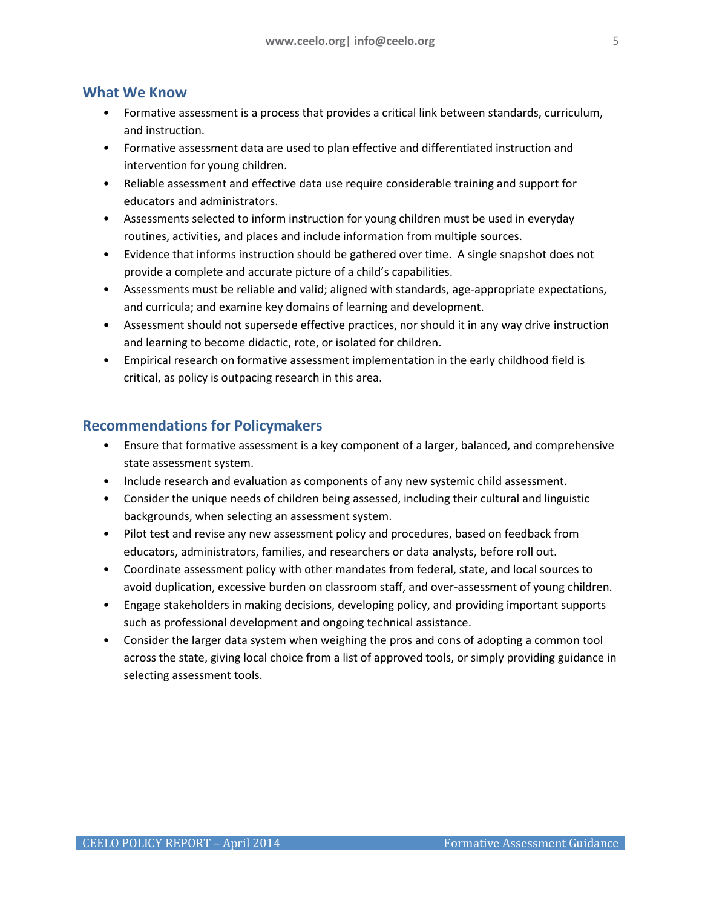## What We Know

- Formative assessment is a process that provides a critical link between standards, curriculum, and instruction.
- Formative assessment data are used to plan effective and differentiated instruction and intervention for young children.
- Reliable assessment and effective data use require considerable training and support for educators and administrators.
- Assessments selected to inform instruction for young children must be used in everyday routines, activities, and places and include information from multiple sources.
- Evidence that informs instruction should be gathered over time. A single snapshot does not provide a complete and accurate picture of a child's capabilities.
- Assessments must be reliable and valid; aligned with standards, age-appropriate expectations, and curricula; and examine key domains of learning and development.
- Assessment should not supersede effective practices, nor should it in any way drive instruction and learning to become didactic, rote, or isolated for children.
- Empirical research on formative assessment implementation in the early childhood field is critical, as policy is outpacing research in this area.

## Recommendations for Policymakers

- Ensure that formative assessment is a key component of a larger, balanced, and comprehensive state assessment system.
- Include research and evaluation as components of any new systemic child assessment.
- Consider the unique needs of children being assessed, including their cultural and linguistic backgrounds, when selecting an assessment system.
- Pilot test and revise any new assessment policy and procedures, based on feedback from educators, administrators, families, and researchers or data analysts, before roll out.
- Coordinate assessment policy with other mandates from federal, state, and local sources to avoid duplication, excessive burden on classroom staff, and over-assessment of young children.
- Engage stakeholders in making decisions, developing policy, and providing important supports such as professional development and ongoing technical assistance.
- Consider the larger data system when weighing the pros and cons of adopting a common tool across the state, giving local choice from a list of approved tools, or simply providing guidance in selecting assessment tools.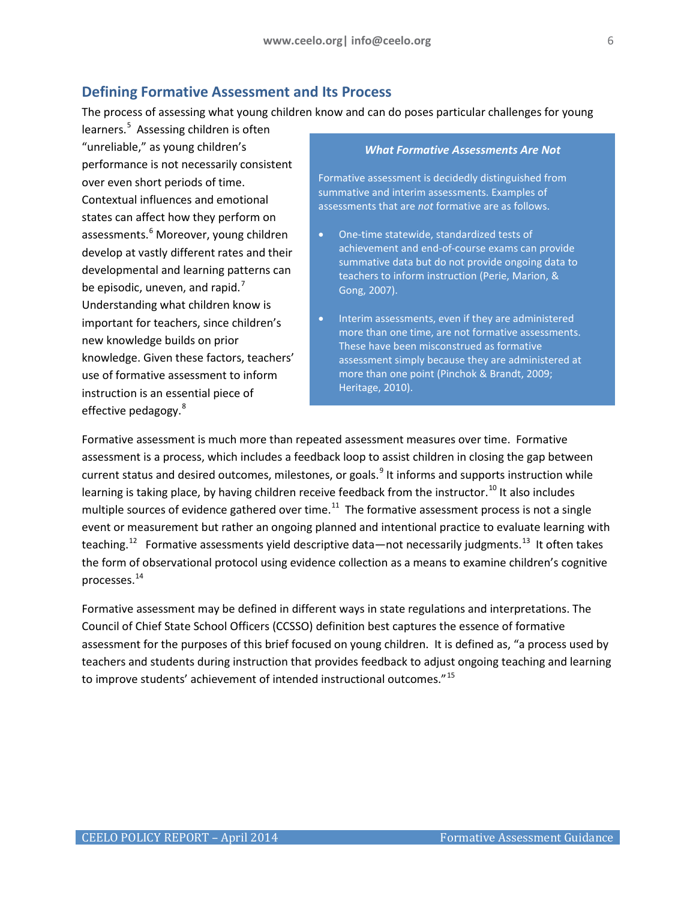## Defining Formative Assessment and Its Process

The process of assessing what young children know and can do poses particular challenges for young learners.[5] Assessing children is often "unreliable," as young children's performance is not necessarily consistent over even short periods of time. Contextual influences and emotional states can affect how they perform on assessments.[6] Moreover, young children develop at vastly different rates and their developmental and learning patterns can be episodic, uneven, and rapid.[7] Understanding what children know is important for teachers, since children's new knowledge builds on prior knowledge. Given these factors, teachers' use of formative assessment to inform instruction is an essential piece of effective pedagogy.[8]

> ***What Formative Assessments Are Not***
>
> Formative assessment is decidedly distinguished from summative and interim assessments. Examples of assessments that are *not* formative are as follows.
>
> - One-time statewide, standardized tests of achievement and end-of-course exams can provide summative data but do not provide ongoing data to teachers to inform instruction (Perie, Marion, & Gong, 2007).
> - Interim assessments, even if they are administered more than one time, are not formative assessments. These have been misconstrued as formative assessment simply because they are administered at more than one point (Pinchok & Brandt, 2009; Heritage, 2010).

Formative assessment is much more than repeated assessment measures over time. Formative assessment is a process, which includes a feedback loop to assist children in closing the gap between current status and desired outcomes, milestones, or goals.[9] It informs and supports instruction while learning is taking place, by having children receive feedback from the instructor.[10] It also includes multiple sources of evidence gathered over time.[11] The formative assessment process is not a single event or measurement but rather an ongoing planned and intentional practice to evaluate learning with teaching.[12] Formative assessments yield descriptive data—not necessarily judgments.[13] It often takes the form of observational protocol using evidence collection as a means to examine children's cognitive processes.[14]

Formative assessment may be defined in different ways in state regulations and interpretations. The Council of Chief State School Officers (CCSSO) definition best captures the essence of formative assessment for the purposes of this brief focused on young children. It is defined as, "a process used by teachers and students during instruction that provides feedback to adjust ongoing teaching and learning to improve students' achievement of intended instructional outcomes."[15]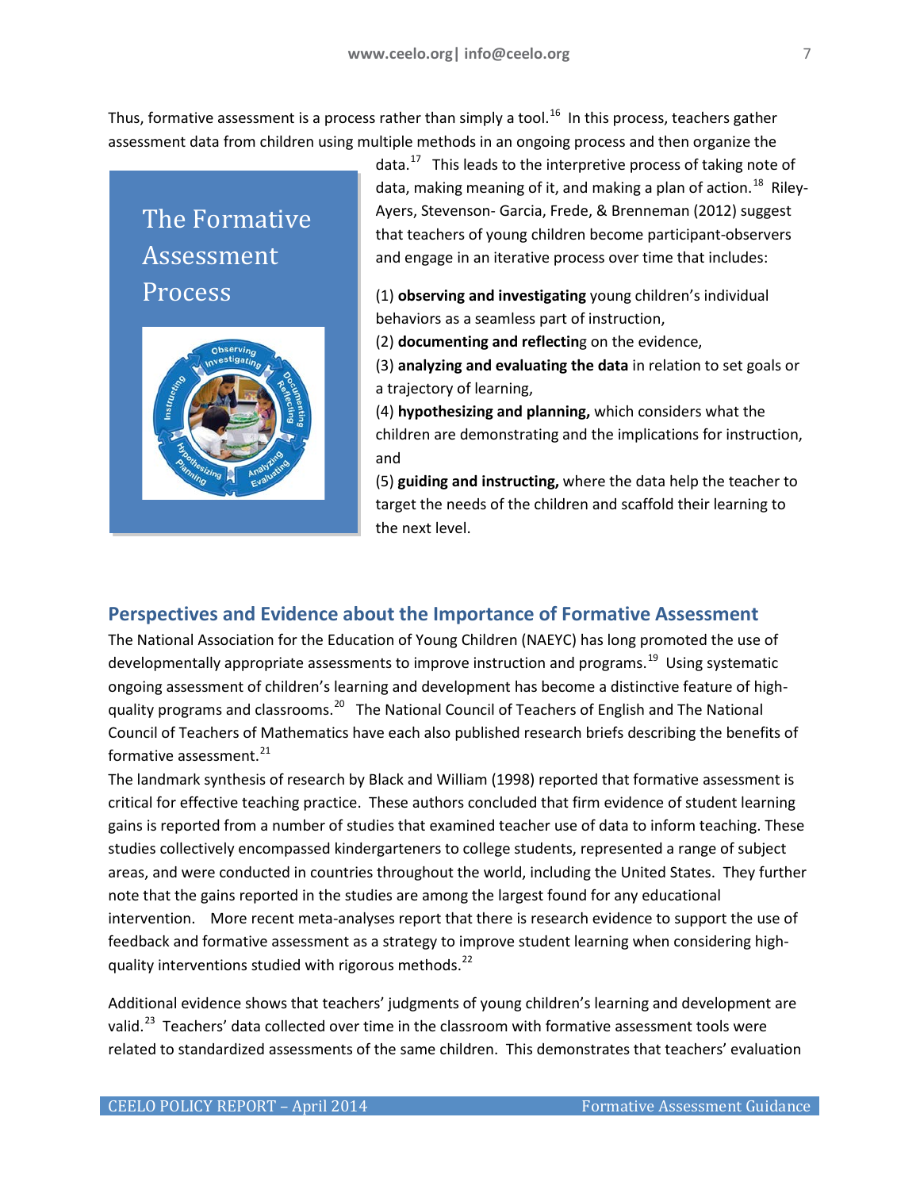Thus, formative assessment is a process rather than simply a tool.[16] In this process, teachers gather assessment data from children using multiple methods in an ongoing process and then organize the data.[17] This leads to the interpretive process of taking note of data, making meaning of it, and making a plan of action.[18] Riley-Ayers, Stevenson- Garcia, Frede, & Brenneman (2012) suggest that teachers of young children become participant-observers and engage in an iterative process over time that includes:

**The Formative Assessment Process**

(1) **observing and investigating** young children's individual behaviors as a seamless part of instruction,
(2) **documenting and reflecting** on the evidence,
(3) **analyzing and evaluating the data** in relation to set goals or a trajectory of learning,
(4) **hypothesizing and planning,** which considers what the children are demonstrating and the implications for instruction, and
(5) **guiding and instructing,** where the data help the teacher to target the needs of the children and scaffold their learning to the next level.

## Perspectives and Evidence about the Importance of Formative Assessment

The National Association for the Education of Young Children (NAEYC) has long promoted the use of developmentally appropriate assessments to improve instruction and programs.[19] Using systematic ongoing assessment of children's learning and development has become a distinctive feature of high-quality programs and classrooms.[20] The National Council of Teachers of English and The National Council of Teachers of Mathematics have each also published research briefs describing the benefits of formative assessment.[21]

The landmark synthesis of research by Black and William (1998) reported that formative assessment is critical for effective teaching practice. These authors concluded that firm evidence of student learning gains is reported from a number of studies that examined teacher use of data to inform teaching. These studies collectively encompassed kindergarteners to college students, represented a range of subject areas, and were conducted in countries throughout the world, including the United States. They further note that the gains reported in the studies are among the largest found for any educational intervention. More recent meta-analyses report that there is research evidence to support the use of feedback and formative assessment as a strategy to improve student learning when considering high-quality interventions studied with rigorous methods.[22]

Additional evidence shows that teachers' judgments of young children's learning and development are valid.[23] Teachers' data collected over time in the classroom with formative assessment tools were related to standardized assessments of the same children. This demonstrates that teachers' evaluation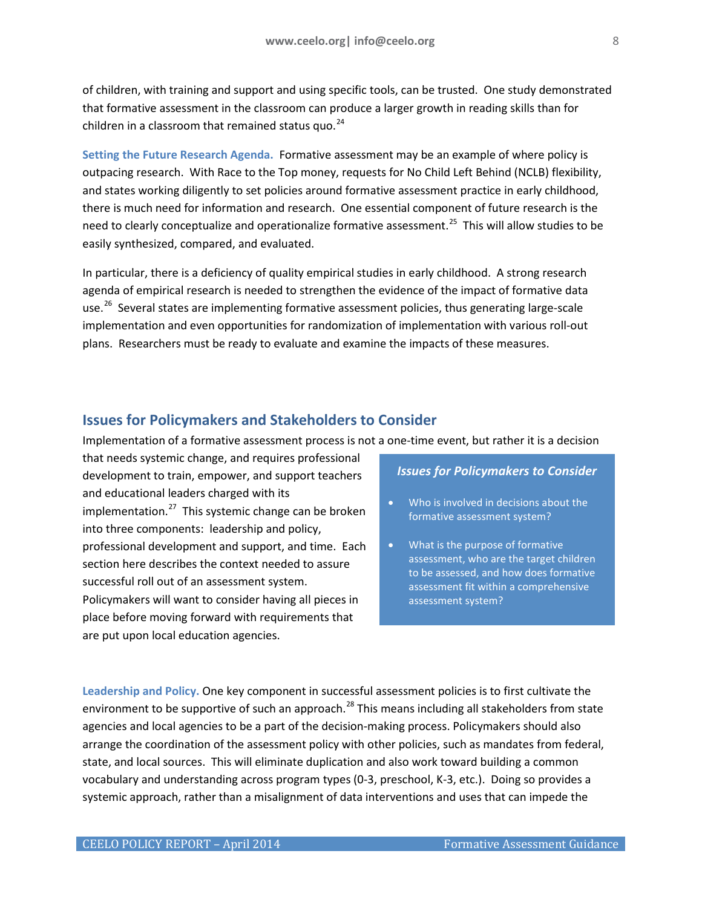of children, with training and support and using specific tools, can be trusted. One study demonstrated that formative assessment in the classroom can produce a larger growth in reading skills than for children in a classroom that remained status quo.[24]

**Setting the Future Research Agenda.** Formative assessment may be an example of where policy is outpacing research. With Race to the Top money, requests for No Child Left Behind (NCLB) flexibility, and states working diligently to set policies around formative assessment practice in early childhood, there is much need for information and research. One essential component of future research is the need to clearly conceptualize and operationalize formative assessment.[25] This will allow studies to be easily synthesized, compared, and evaluated.

In particular, there is a deficiency of quality empirical studies in early childhood. A strong research agenda of empirical research is needed to strengthen the evidence of the impact of formative data use.[26] Several states are implementing formative assessment policies, thus generating large-scale implementation and even opportunities for randomization of implementation with various roll-out plans. Researchers must be ready to evaluate and examine the impacts of these measures.

## Issues for Policymakers and Stakeholders to Consider

Implementation of a formative assessment process is not a one-time event, but rather it is a decision that needs systemic change, and requires professional development to train, empower, and support teachers and educational leaders charged with its implementation.[27] This systemic change can be broken into three components: leadership and policy, professional development and support, and time. Each section here describes the context needed to assure successful roll out of an assessment system. Policymakers will want to consider having all pieces in place before moving forward with requirements that are put upon local education agencies.

> ***Issues for Policymakers to Consider***
>
> - Who is involved in decisions about the formative assessment system?
> - What is the purpose of formative assessment, who are the target children to be assessed, and how does formative assessment fit within a comprehensive assessment system?

**Leadership and Policy.** One key component in successful assessment policies is to first cultivate the environment to be supportive of such an approach.[28] This means including all stakeholders from state agencies and local agencies to be a part of the decision-making process. Policymakers should also arrange the coordination of the assessment policy with other policies, such as mandates from federal, state, and local sources. This will eliminate duplication and also work toward building a common vocabulary and understanding across program types (0-3, preschool, K-3, etc.). Doing so provides a systemic approach, rather than a misalignment of data interventions and uses that can impede the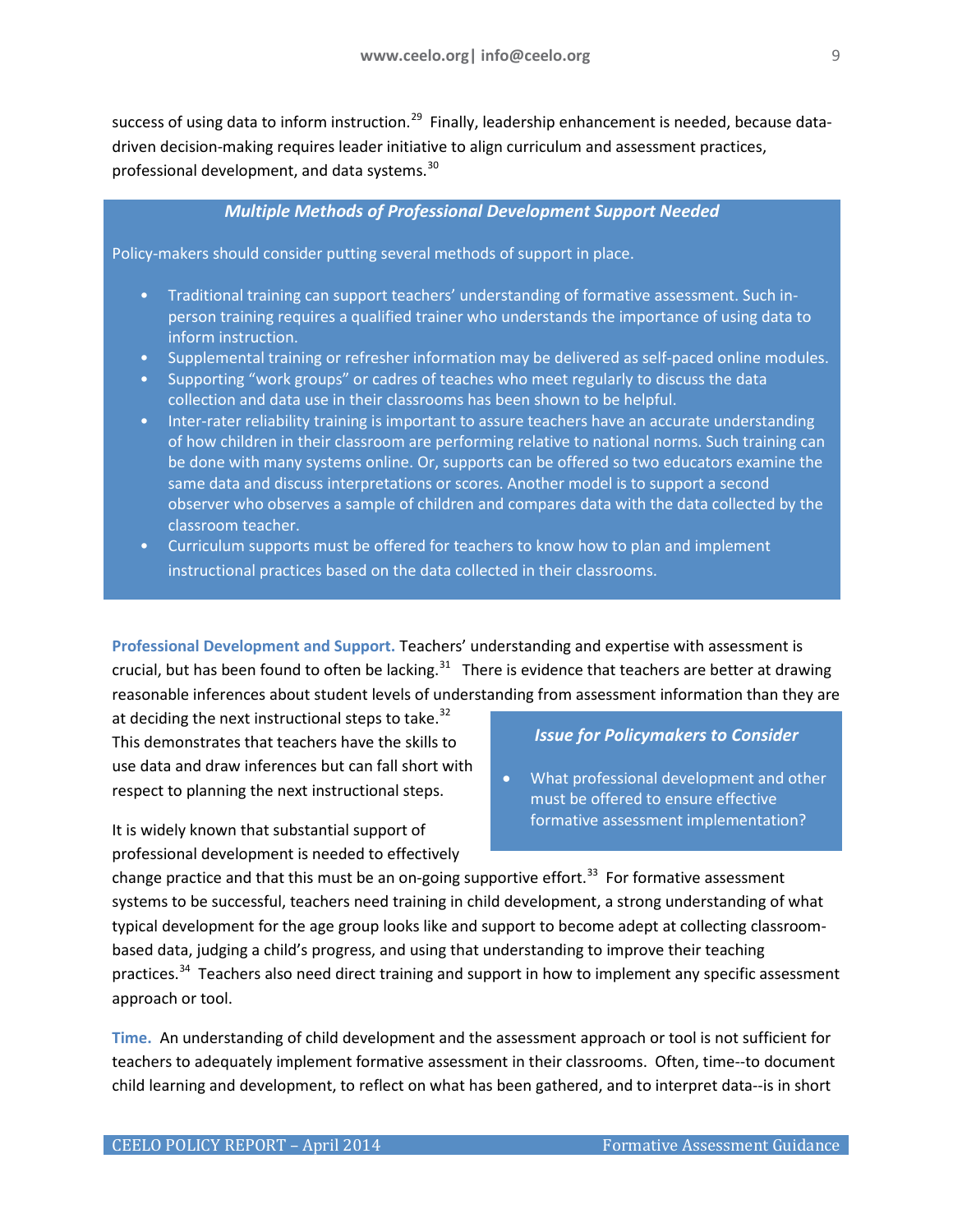success of using data to inform instruction.[29] Finally, leadership enhancement is needed, because data-driven decision-making requires leader initiative to align curriculum and assessment practices, professional development, and data systems.[30]

> ***Multiple Methods of Professional Development Support Needed***
>
> Policy-makers should consider putting several methods of support in place.
>
> - Traditional training can support teachers' understanding of formative assessment. Such in-person training requires a qualified trainer who understands the importance of using data to inform instruction.
> - Supplemental training or refresher information may be delivered as self-paced online modules.
> - Supporting "work groups" or cadres of teaches who meet regularly to discuss the data collection and data use in their classrooms has been shown to be helpful.
> - Inter-rater reliability training is important to assure teachers have an accurate understanding of how children in their classroom are performing relative to national norms. Such training can be done with many systems online. Or, supports can be offered so two educators examine the same data and discuss interpretations or scores. Another model is to support a second observer who observes a sample of children and compares data with the data collected by the classroom teacher.
> - Curriculum supports must be offered for teachers to know how to plan and implement instructional practices based on the data collected in their classrooms.

**Professional Development and Support.** Teachers' understanding and expertise with assessment is crucial, but has been found to often be lacking.[31] There is evidence that teachers are better at drawing reasonable inferences about student levels of understanding from assessment information than they are at deciding the next instructional steps to take.[32] This demonstrates that teachers have the skills to use data and draw inferences but can fall short with respect to planning the next instructional steps.

> ***Issue for Policymakers to Consider***
>
> - What professional development and other must be offered to ensure effective formative assessment implementation?

It is widely known that substantial support of professional development is needed to effectively change practice and that this must be an on-going supportive effort.[33] For formative assessment systems to be successful, teachers need training in child development, a strong understanding of what typical development for the age group looks like and support to become adept at collecting classroom-based data, judging a child's progress, and using that understanding to improve their teaching practices.[34] Teachers also need direct training and support in how to implement any specific assessment approach or tool.

**Time.** An understanding of child development and the assessment approach or tool is not sufficient for teachers to adequately implement formative assessment in their classrooms. Often, time--to document child learning and development, to reflect on what has been gathered, and to interpret data--is in short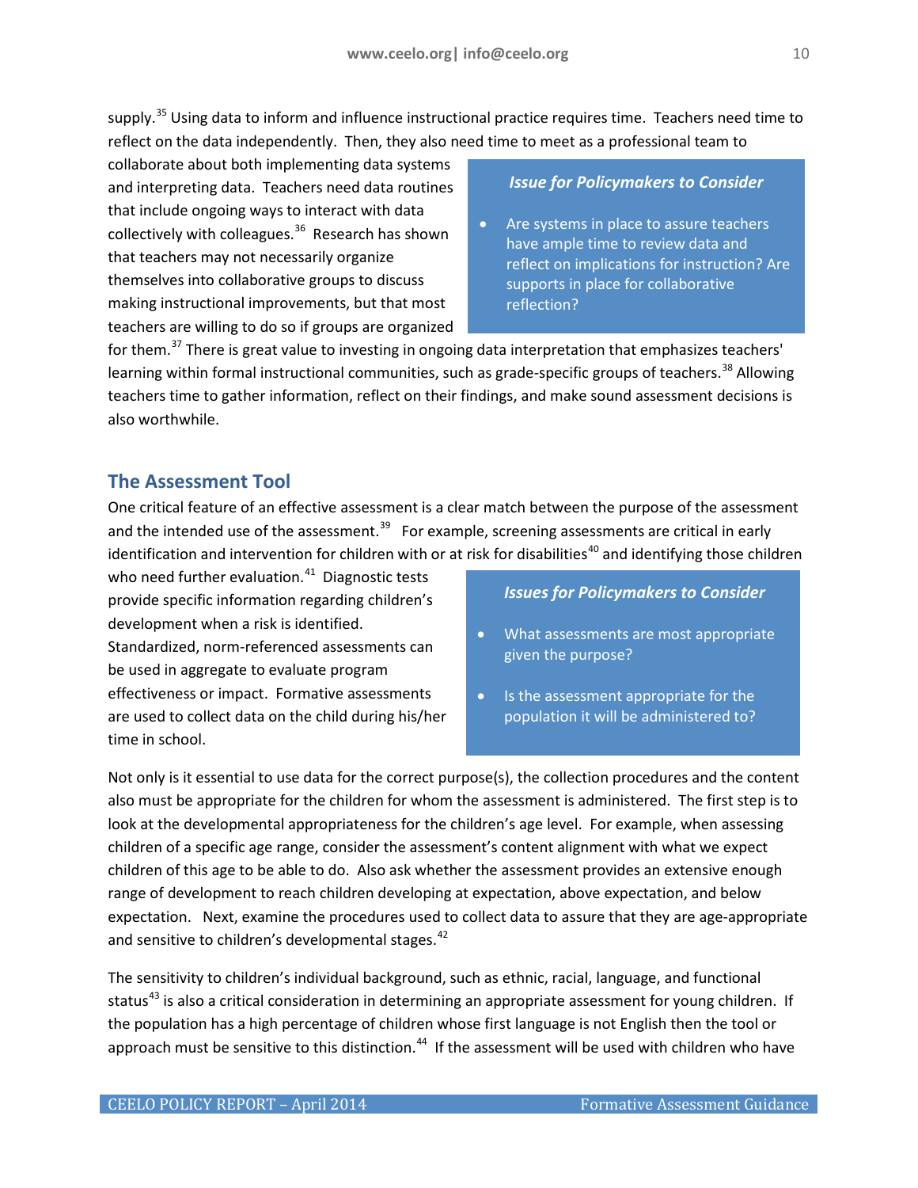supply.[35] Using data to inform and influence instructional practice requires time. Teachers need time to reflect on the data independently. Then, they also need time to meet as a professional team to collaborate about both implementing data systems and interpreting data. Teachers need data routines that include ongoing ways to interact with data collectively with colleagues.[36] Research has shown that teachers may not necessarily organize themselves into collaborative groups to discuss making instructional improvements, but that most teachers are willing to do so if groups are organized for them.[37] There is great value to investing in ongoing data interpretation that emphasizes teachers' learning within formal instructional communities, such as grade-specific groups of teachers.[38] Allowing teachers time to gather information, reflect on their findings, and make sound assessment decisions is also worthwhile.

> ***Issue for Policymakers to Consider***
>
> - Are systems in place to assure teachers have ample time to review data and reflect on implications for instruction? Are supports in place for collaborative reflection?

## The Assessment Tool

One critical feature of an effective assessment is a clear match between the purpose of the assessment and the intended use of the assessment.[39] For example, screening assessments are critical in early identification and intervention for children with or at risk for disabilities[40] and identifying those children who need further evaluation.[41] Diagnostic tests provide specific information regarding children's development when a risk is identified. Standardized, norm-referenced assessments can be used in aggregate to evaluate program effectiveness or impact. Formative assessments are used to collect data on the child during his/her time in school.

> ***Issues for Policymakers to Consider***
>
> - What assessments are most appropriate given the purpose?
> - Is the assessment appropriate for the population it will be administered to?

Not only is it essential to use data for the correct purpose(s), the collection procedures and the content also must be appropriate for the children for whom the assessment is administered. The first step is to look at the developmental appropriateness for the children's age level. For example, when assessing children of a specific age range, consider the assessment's content alignment with what we expect children of this age to be able to do. Also ask whether the assessment provides an extensive enough range of development to reach children developing at expectation, above expectation, and below expectation. Next, examine the procedures used to collect data to assure that they are age-appropriate and sensitive to children's developmental stages.[42]

The sensitivity to children's individual background, such as ethnic, racial, language, and functional status[43] is also a critical consideration in determining an appropriate assessment for young children. If the population has a high percentage of children whose first language is not English then the tool or approach must be sensitive to this distinction.[44] If the assessment will be used with children who have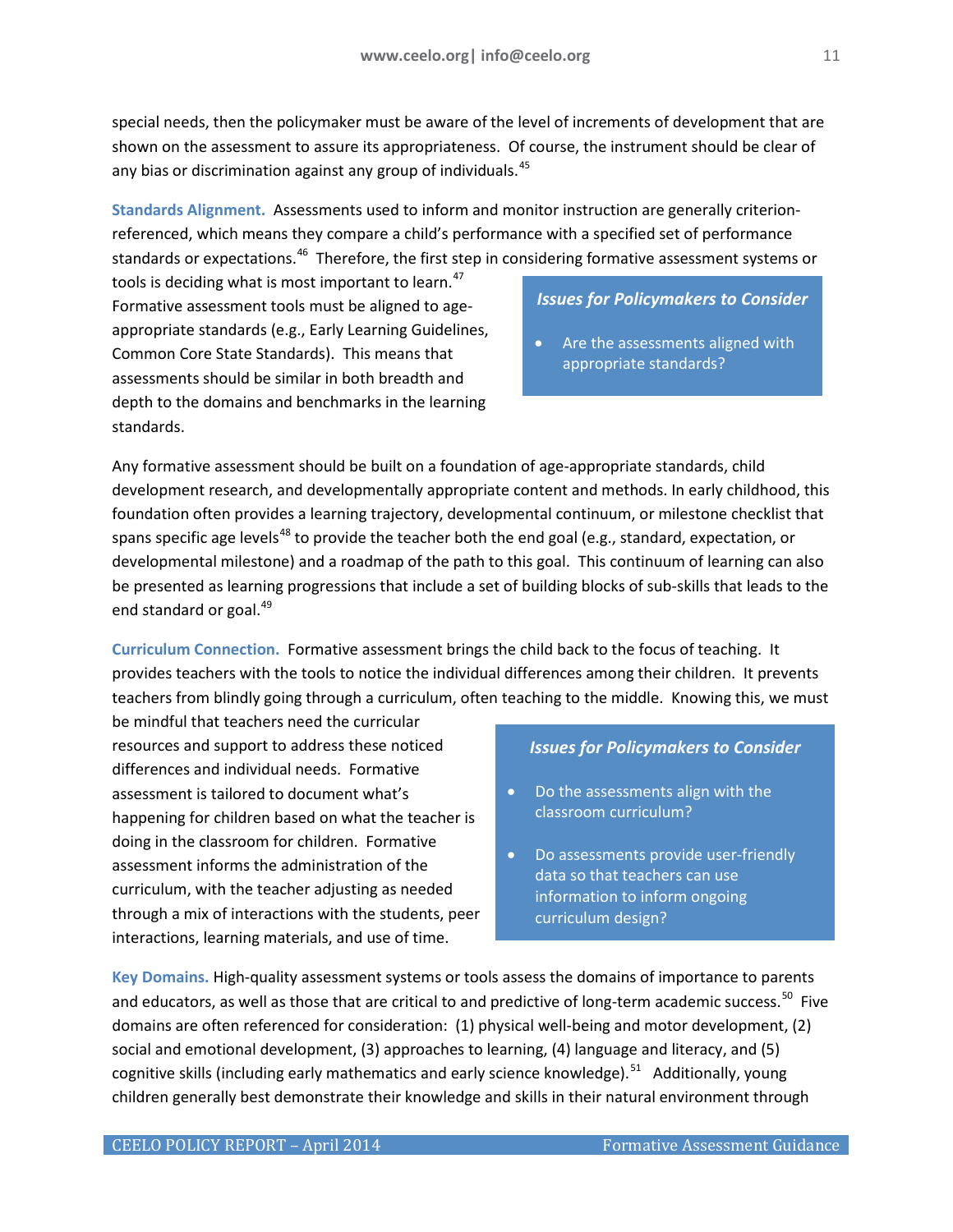special needs, then the policymaker must be aware of the level of increments of development that are shown on the assessment to assure its appropriateness. Of course, the instrument should be clear of any bias or discrimination against any group of individuals.[45]

**Standards Alignment.** Assessments used to inform and monitor instruction are generally criterion-referenced, which means they compare a child's performance with a specified set of performance standards or expectations.[46] Therefore, the first step in considering formative assessment systems or tools is deciding what is most important to learn.[47] Formative assessment tools must be aligned to age-appropriate standards (e.g., Early Learning Guidelines, Common Core State Standards). This means that assessments should be similar in both breadth and depth to the domains and benchmarks in the learning standards.

> ***Issues for Policymakers to Consider***
>
> - Are the assessments aligned with appropriate standards?

Any formative assessment should be built on a foundation of age-appropriate standards, child development research, and developmentally appropriate content and methods. In early childhood, this foundation often provides a learning trajectory, developmental continuum, or milestone checklist that spans specific age levels[48] to provide the teacher both the end goal (e.g., standard, expectation, or developmental milestone) and a roadmap of the path to this goal. This continuum of learning can also be presented as learning progressions that include a set of building blocks of sub-skills that leads to the end standard or goal.[49]

**Curriculum Connection.** Formative assessment brings the child back to the focus of teaching. It provides teachers with the tools to notice the individual differences among their children. It prevents teachers from blindly going through a curriculum, often teaching to the middle. Knowing this, we must be mindful that teachers need the curricular resources and support to address these noticed differences and individual needs. Formative assessment is tailored to document what's happening for children based on what the teacher is doing in the classroom for children. Formative assessment informs the administration of the curriculum, with the teacher adjusting as needed through a mix of interactions with the students, peer interactions, learning materials, and use of time.

> ***Issues for Policymakers to Consider***
>
> - Do the assessments align with the classroom curriculum?
> - Do assessments provide user-friendly data so that teachers can use information to inform ongoing curriculum design?

**Key Domains.** High-quality assessment systems or tools assess the domains of importance to parents and educators, as well as those that are critical to and predictive of long-term academic success.[50] Five domains are often referenced for consideration: (1) physical well-being and motor development, (2) social and emotional development, (3) approaches to learning, (4) language and literacy, and (5) cognitive skills (including early mathematics and early science knowledge).[51] Additionally, young children generally best demonstrate their knowledge and skills in their natural environment through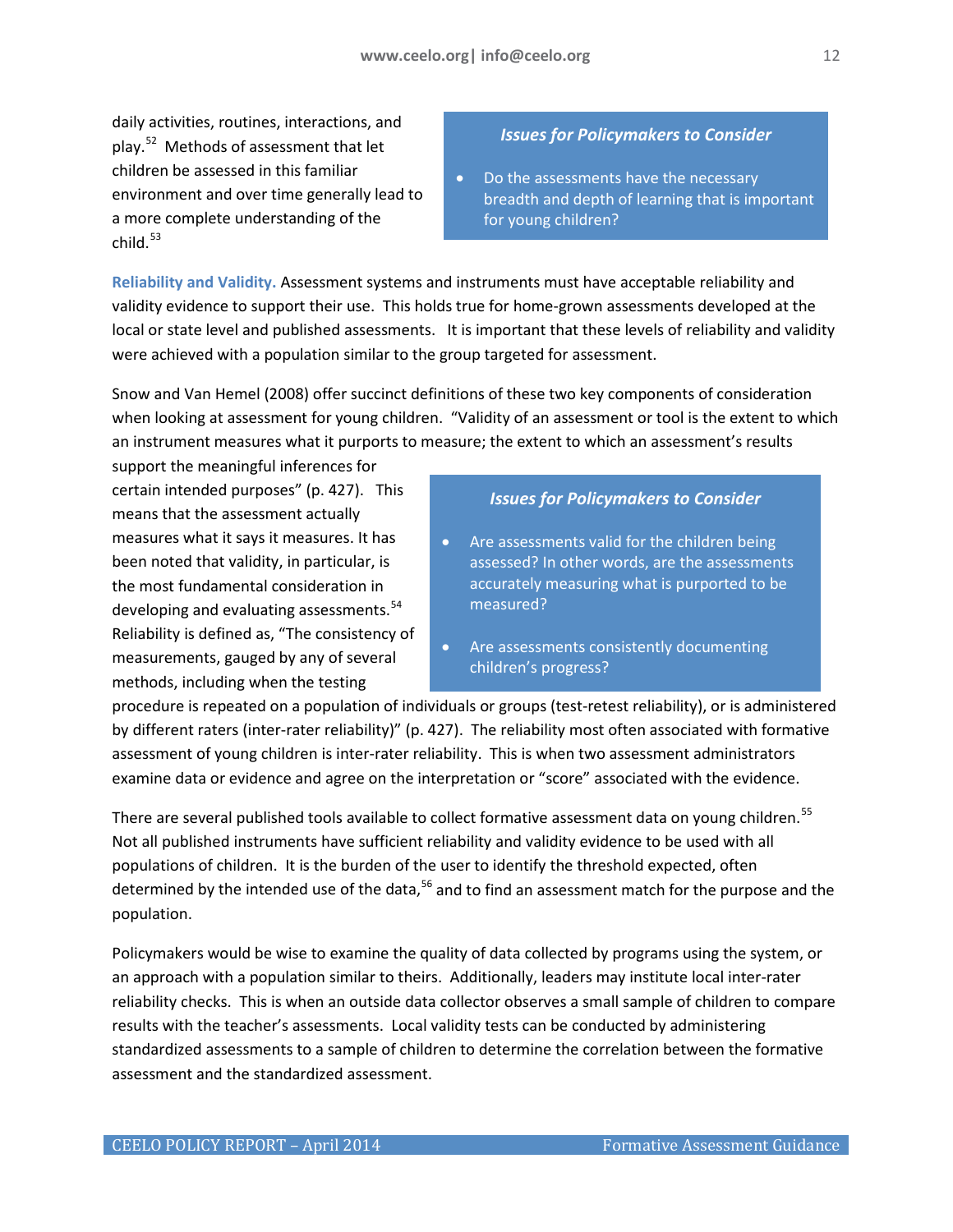daily activities, routines, interactions, and play.[52] Methods of assessment that let children be assessed in this familiar environment and over time generally lead to a more complete understanding of the child.[53]

> ***Issues for Policymakers to Consider***
>
> - Do the assessments have the necessary breadth and depth of learning that is important for young children?

**Reliability and Validity.** Assessment systems and instruments must have acceptable reliability and validity evidence to support their use. This holds true for home-grown assessments developed at the local or state level and published assessments. It is important that these levels of reliability and validity were achieved with a population similar to the group targeted for assessment.

Snow and Van Hemel (2008) offer succinct definitions of these two key components of consideration when looking at assessment for young children. "Validity of an assessment or tool is the extent to which an instrument measures what it purports to measure; the extent to which an assessment's results support the meaningful inferences for certain intended purposes" (p. 427). This means that the assessment actually measures what it says it measures. It has been noted that validity, in particular, is the most fundamental consideration in developing and evaluating assessments.[54] Reliability is defined as, "The consistency of measurements, gauged by any of several methods, including when the testing procedure is repeated on a population of individuals or groups (test-retest reliability), or is administered by different raters (inter-rater reliability)" (p. 427). The reliability most often associated with formative assessment of young children is inter-rater reliability. This is when two assessment administrators examine data or evidence and agree on the interpretation or "score" associated with the evidence.

> ***Issues for Policymakers to Consider***
>
> - Are assessments valid for the children being assessed? In other words, are the assessments accurately measuring what is purported to be measured?
> - Are assessments consistently documenting children's progress?

There are several published tools available to collect formative assessment data on young children.[55] Not all published instruments have sufficient reliability and validity evidence to be used with all populations of children. It is the burden of the user to identify the threshold expected, often determined by the intended use of the data,[56] and to find an assessment match for the purpose and the population.

Policymakers would be wise to examine the quality of data collected by programs using the system, or an approach with a population similar to theirs. Additionally, leaders may institute local inter-rater reliability checks. This is when an outside data collector observes a small sample of children to compare results with the teacher's assessments. Local validity tests can be conducted by administering standardized assessments to a sample of children to determine the correlation between the formative assessment and the standardized assessment.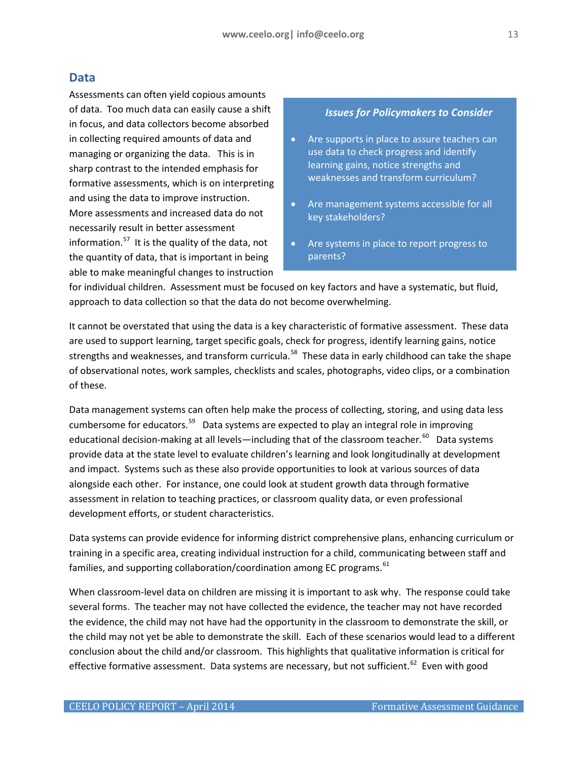## Data

Assessments can often yield copious amounts of data. Too much data can easily cause a shift in focus, and data collectors become absorbed in collecting required amounts of data and managing or organizing the data. This is in sharp contrast to the intended emphasis for formative assessments, which is on interpreting and using the data to improve instruction. More assessments and increased data do not necessarily result in better assessment information.[57] It is the quality of the data, not the quantity of data, that is important in being able to make meaningful changes to instruction for individual children. Assessment must be focused on key factors and have a systematic, but fluid, approach to data collection so that the data do not become overwhelming.

> ***Issues for Policymakers to Consider***
>
> - Are supports in place to assure teachers can use data to check progress and identify learning gains, notice strengths and weaknesses and transform curriculum?
> - Are management systems accessible for all key stakeholders?
> - Are systems in place to report progress to parents?

It cannot be overstated that using the data is a key characteristic of formative assessment. These data are used to support learning, target specific goals, check for progress, identify learning gains, notice strengths and weaknesses, and transform curricula.[58] These data in early childhood can take the shape of observational notes, work samples, checklists and scales, photographs, video clips, or a combination of these.

Data management systems can often help make the process of collecting, storing, and using data less cumbersome for educators.[59] Data systems are expected to play an integral role in improving educational decision-making at all levels—including that of the classroom teacher.[60] Data systems provide data at the state level to evaluate children's learning and look longitudinally at development and impact. Systems such as these also provide opportunities to look at various sources of data alongside each other. For instance, one could look at student growth data through formative assessment in relation to teaching practices, or classroom quality data, or even professional development efforts, or student characteristics.

Data systems can provide evidence for informing district comprehensive plans, enhancing curriculum or training in a specific area, creating individual instruction for a child, communicating between staff and families, and supporting collaboration/coordination among EC programs.[61]

When classroom-level data on children are missing it is important to ask why. The response could take several forms. The teacher may not have collected the evidence, the teacher may not have recorded the evidence, the child may not have had the opportunity in the classroom to demonstrate the skill, or the child may not yet be able to demonstrate the skill. Each of these scenarios would lead to a different conclusion about the child and/or classroom. This highlights that qualitative information is critical for effective formative assessment. Data systems are necessary, but not sufficient.[62] Even with good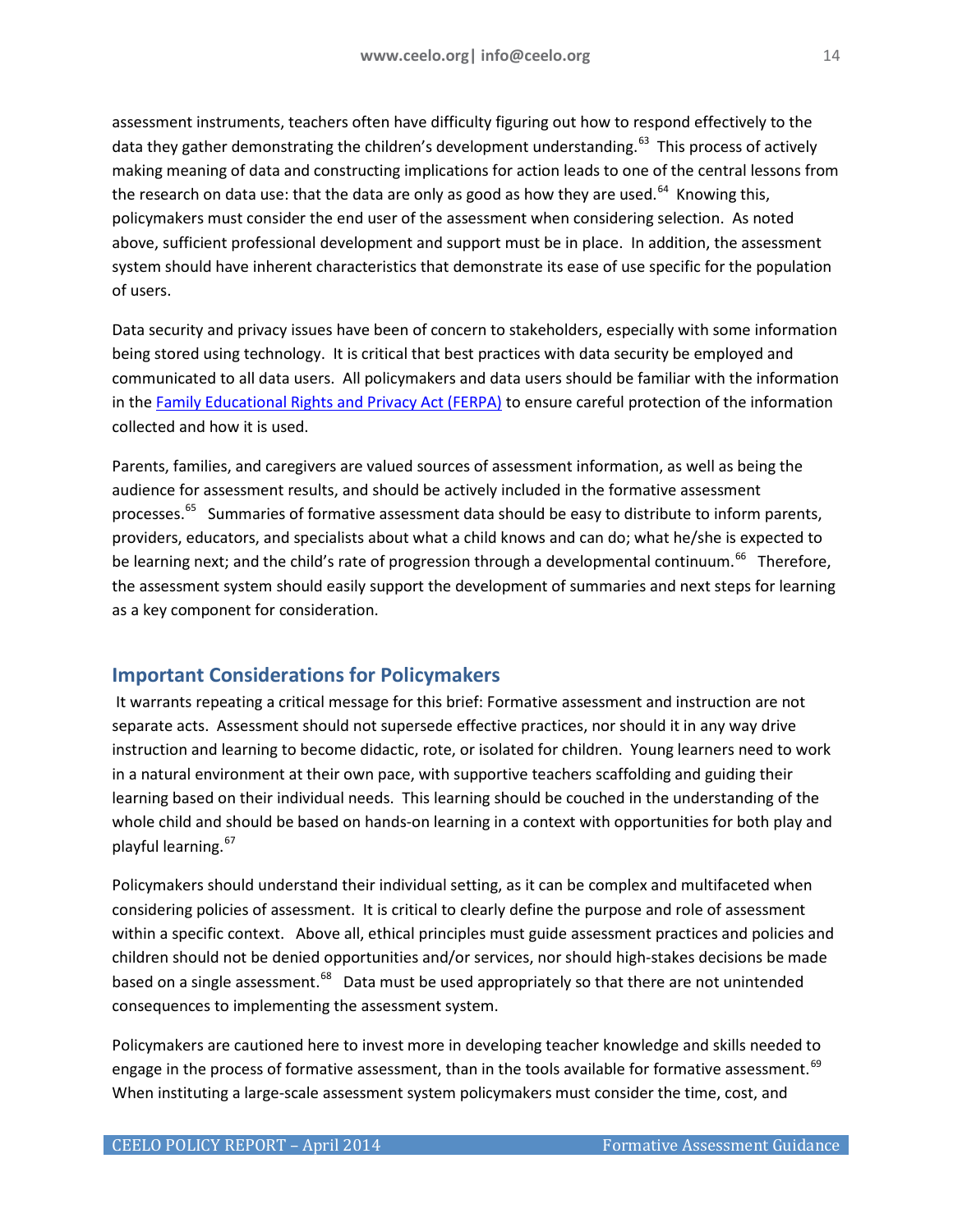assessment instruments, teachers often have difficulty figuring out how to respond effectively to the data they gather demonstrating the children's development understanding.[63] This process of actively making meaning of data and constructing implications for action leads to one of the central lessons from the research on data use: that the data are only as good as how they are used.[64] Knowing this, policymakers must consider the end user of the assessment when considering selection. As noted above, sufficient professional development and support must be in place. In addition, the assessment system should have inherent characteristics that demonstrate its ease of use specific for the population of users.

Data security and privacy issues have been of concern to stakeholders, especially with some information being stored using technology. It is critical that best practices with data security be employed and communicated to all data users. All policymakers and data users should be familiar with the information in the Family Educational Rights and Privacy Act (FERPA) to ensure careful protection of the information collected and how it is used.

Parents, families, and caregivers are valued sources of assessment information, as well as being the audience for assessment results, and should be actively included in the formative assessment processes.[65] Summaries of formative assessment data should be easy to distribute to inform parents, providers, educators, and specialists about what a child knows and can do; what he/she is expected to be learning next; and the child's rate of progression through a developmental continuum.[66] Therefore, the assessment system should easily support the development of summaries and next steps for learning as a key component for consideration.

## Important Considerations for Policymakers

It warrants repeating a critical message for this brief: Formative assessment and instruction are not separate acts. Assessment should not supersede effective practices, nor should it in any way drive instruction and learning to become didactic, rote, or isolated for children. Young learners need to work in a natural environment at their own pace, with supportive teachers scaffolding and guiding their learning based on their individual needs. This learning should be couched in the understanding of the whole child and should be based on hands-on learning in a context with opportunities for both play and playful learning.[67]

Policymakers should understand their individual setting, as it can be complex and multifaceted when considering policies of assessment. It is critical to clearly define the purpose and role of assessment within a specific context. Above all, ethical principles must guide assessment practices and policies and children should not be denied opportunities and/or services, nor should high-stakes decisions be made based on a single assessment.[68] Data must be used appropriately so that there are not unintended consequences to implementing the assessment system.

Policymakers are cautioned here to invest more in developing teacher knowledge and skills needed to engage in the process of formative assessment, than in the tools available for formative assessment.[69] When instituting a large-scale assessment system policymakers must consider the time, cost, and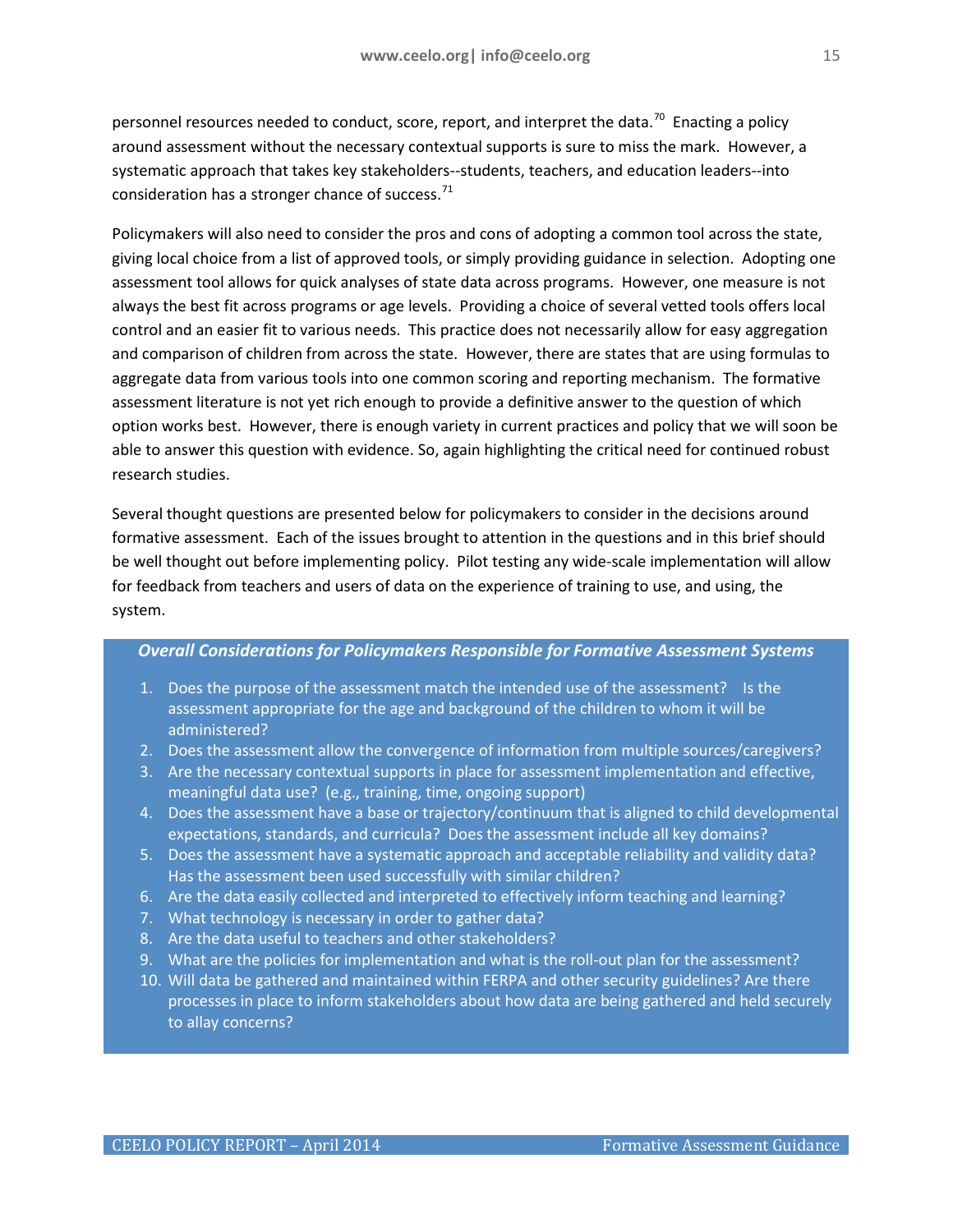personnel resources needed to conduct, score, report, and interpret the data.[70] Enacting a policy around assessment without the necessary contextual supports is sure to miss the mark. However, a systematic approach that takes key stakeholders--students, teachers, and education leaders--into consideration has a stronger chance of success.[71]

Policymakers will also need to consider the pros and cons of adopting a common tool across the state, giving local choice from a list of approved tools, or simply providing guidance in selection. Adopting one assessment tool allows for quick analyses of state data across programs. However, one measure is not always the best fit across programs or age levels. Providing a choice of several vetted tools offers local control and an easier fit to various needs. This practice does not necessarily allow for easy aggregation and comparison of children from across the state. However, there are states that are using formulas to aggregate data from various tools into one common scoring and reporting mechanism. The formative assessment literature is not yet rich enough to provide a definitive answer to the question of which option works best. However, there is enough variety in current practices and policy that we will soon be able to answer this question with evidence. So, again highlighting the critical need for continued robust research studies.

Several thought questions are presented below for policymakers to consider in the decisions around formative assessment. Each of the issues brought to attention in the questions and in this brief should be well thought out before implementing policy. Pilot testing any wide-scale implementation will allow for feedback from teachers and users of data on the experience of training to use, and using, the system.

***Overall Considerations for Policymakers Responsible for Formative Assessment Systems***

1. Does the purpose of the assessment match the intended use of the assessment? Is the assessment appropriate for the age and background of the children to whom it will be administered?
2. Does the assessment allow the convergence of information from multiple sources/caregivers?
3. Are the necessary contextual supports in place for assessment implementation and effective, meaningful data use? (e.g., training, time, ongoing support)
4. Does the assessment have a base or trajectory/continuum that is aligned to child developmental expectations, standards, and curricula? Does the assessment include all key domains?
5. Does the assessment have a systematic approach and acceptable reliability and validity data? Has the assessment been used successfully with similar children?
6. Are the data easily collected and interpreted to effectively inform teaching and learning?
7. What technology is necessary in order to gather data?
8. Are the data useful to teachers and other stakeholders?
9. What are the policies for implementation and what is the roll-out plan for the assessment?
10. Will data be gathered and maintained within FERPA and other security guidelines? Are there processes in place to inform stakeholders about how data are being gathered and held securely to allay concerns?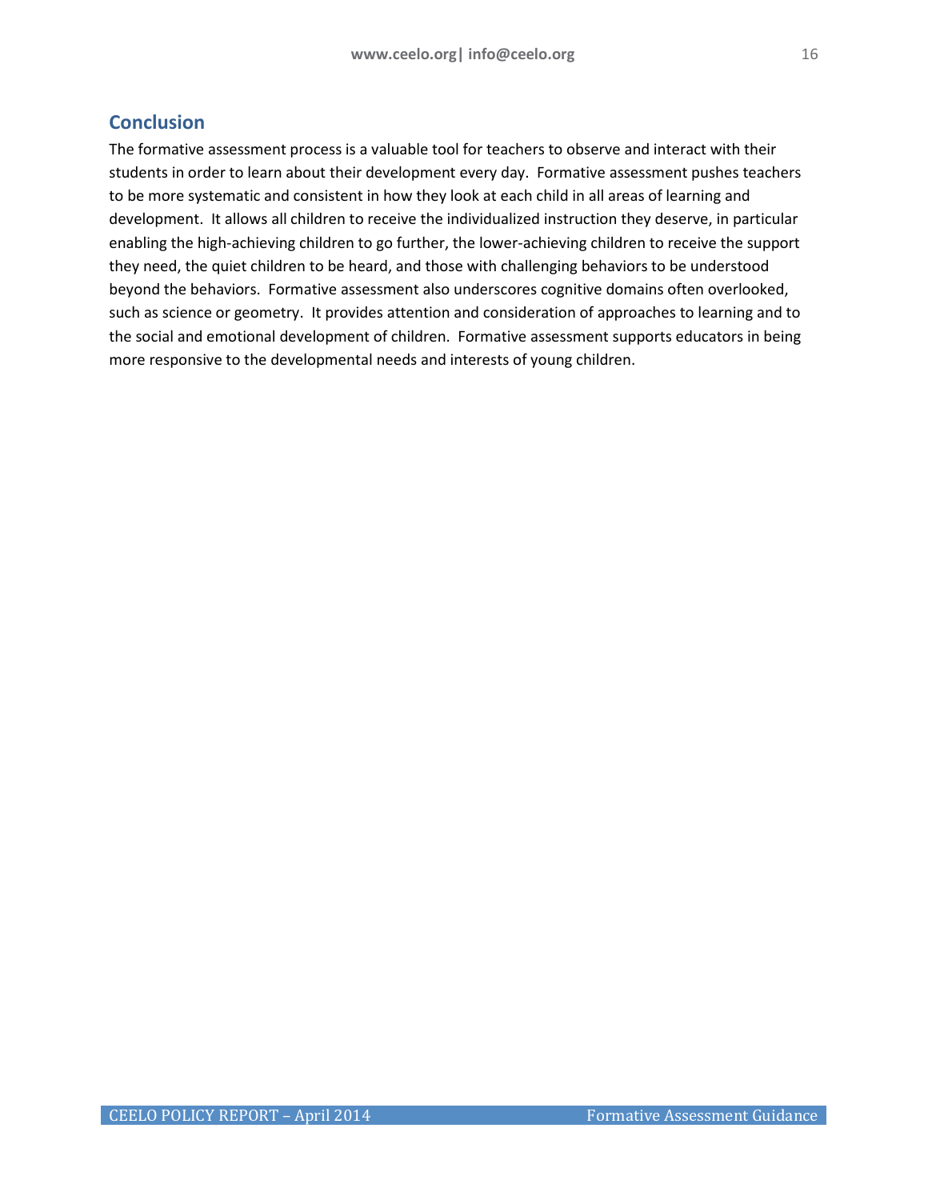## Conclusion

The formative assessment process is a valuable tool for teachers to observe and interact with their students in order to learn about their development every day. Formative assessment pushes teachers to be more systematic and consistent in how they look at each child in all areas of learning and development. It allows all children to receive the individualized instruction they deserve, in particular enabling the high-achieving children to go further, the lower-achieving children to receive the support they need, the quiet children to be heard, and those with challenging behaviors to be understood beyond the behaviors. Formative assessment also underscores cognitive domains often overlooked, such as science or geometry. It provides attention and consideration of approaches to learning and to the social and emotional development of children. Formative assessment supports educators in being more responsive to the developmental needs and interests of young children.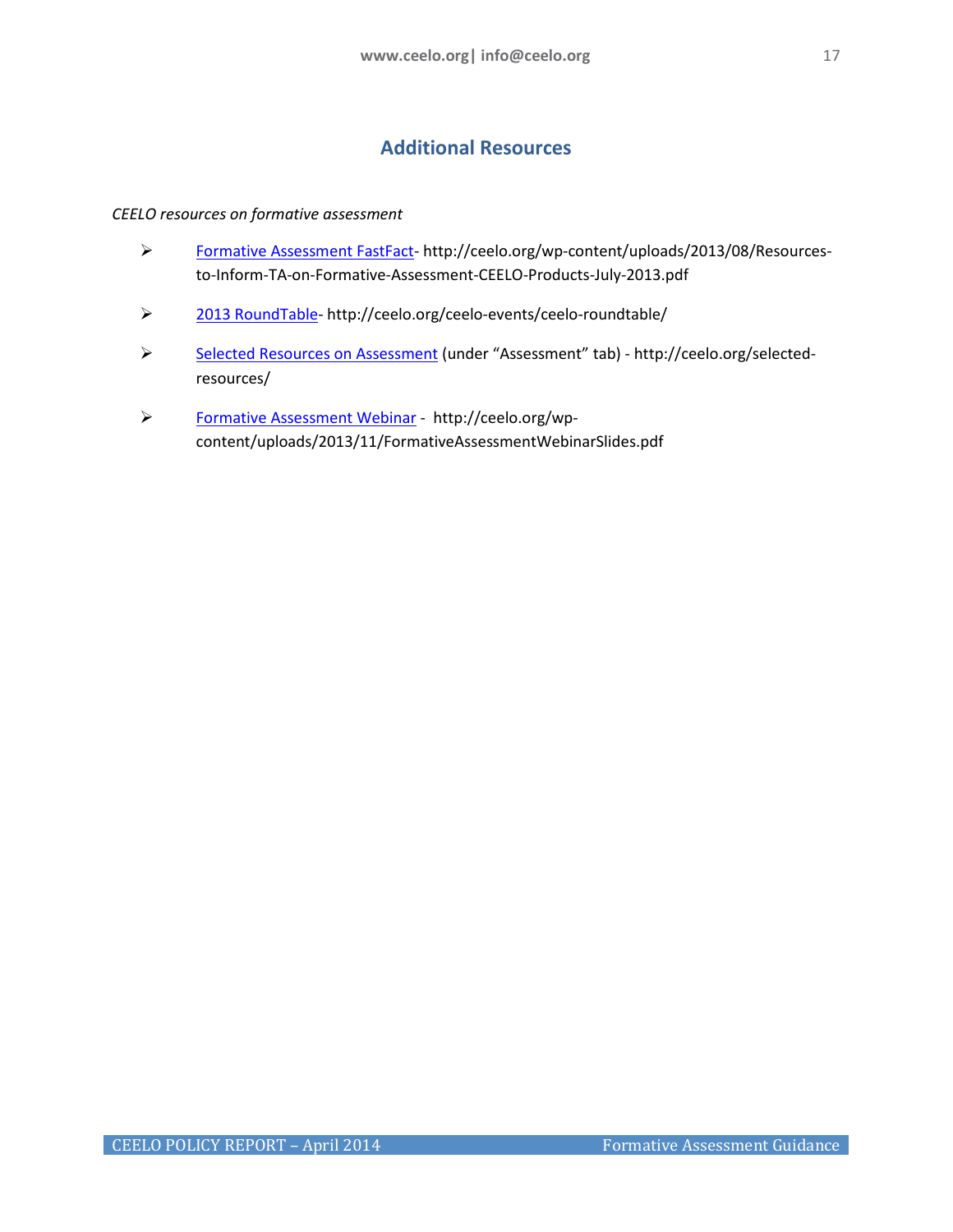## Additional Resources

*CEELO resources on formative assessment*

- Formative Assessment FastFact- http://ceelo.org/wp-content/uploads/2013/08/Resources-to-Inform-TA-on-Formative-Assessment-CEELO-Products-July-2013.pdf
- 2013 RoundTable- http://ceelo.org/ceelo-events/ceelo-roundtable/
- Selected Resources on Assessment (under "Assessment" tab) - http://ceelo.org/selected-resources/
- Formative Assessment Webinar - http://ceelo.org/wp-content/uploads/2013/11/FormativeAssessmentWebinarSlides.pdf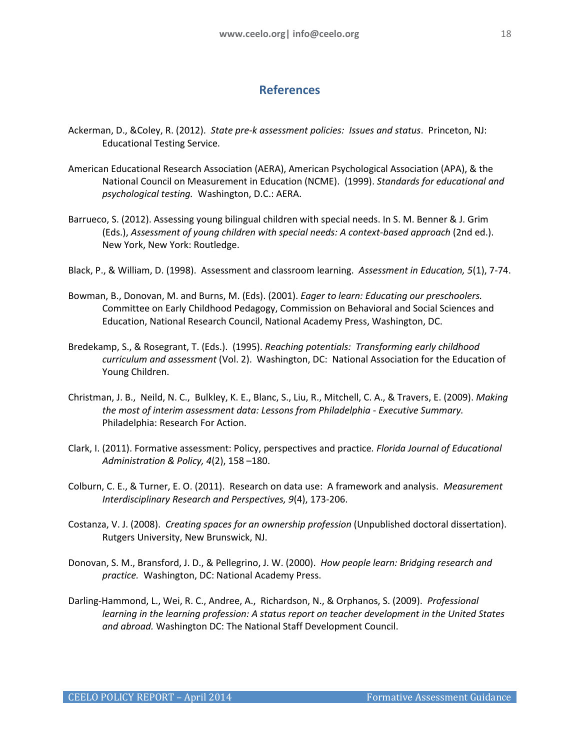## References

Ackerman, D., &Coley, R. (2012). *State pre-k assessment policies: Issues and status*. Princeton, NJ: Educational Testing Service.

American Educational Research Association (AERA), American Psychological Association (APA), & the National Council on Measurement in Education (NCME). (1999). *Standards for educational and psychological testing.* Washington, D.C.: AERA.

Barrueco, S. (2012). Assessing young bilingual children with special needs. In S. M. Benner & J. Grim (Eds.), *Assessment of young children with special needs: A context-based approach* (2nd ed.). New York, New York: Routledge.

Black, P., & William, D. (1998). Assessment and classroom learning. *Assessment in Education, 5*(1), 7-74.

Bowman, B., Donovan, M. and Burns, M. (Eds). (2001). *Eager to learn: Educating our preschoolers.* Committee on Early Childhood Pedagogy, Commission on Behavioral and Social Sciences and Education, National Research Council, National Academy Press, Washington, DC.

Bredekamp, S., & Rosegrant, T. (Eds.). (1995). *Reaching potentials: Transforming early childhood curriculum and assessment* (Vol. 2). Washington, DC: National Association for the Education of Young Children.

Christman, J. B., Neild, N. C., Bulkley, K. E., Blanc, S., Liu, R., Mitchell, C. A., & Travers, E. (2009). *Making the most of interim assessment data: Lessons from Philadelphia - Executive Summary.* Philadelphia: Research For Action.

Clark, I. (2011). Formative assessment: Policy, perspectives and practice. *Florida Journal of Educational Administration & Policy, 4*(2), 158 –180.

Colburn, C. E., & Turner, E. O. (2011). Research on data use: A framework and analysis. *Measurement Interdisciplinary Research and Perspectives, 9*(4), 173-206.

Costanza, V. J. (2008). *Creating spaces for an ownership profession* (Unpublished doctoral dissertation). Rutgers University, New Brunswick, NJ.

Donovan, S. M., Bransford, J. D., & Pellegrino, J. W. (2000). *How people learn: Bridging research and practice.* Washington, DC: National Academy Press.

Darling-Hammond, L., Wei, R. C., Andree, A., Richardson, N., & Orphanos, S. (2009). *Professional learning in the learning profession: A status report on teacher development in the United States and abroad.* Washington DC: The National Staff Development Council.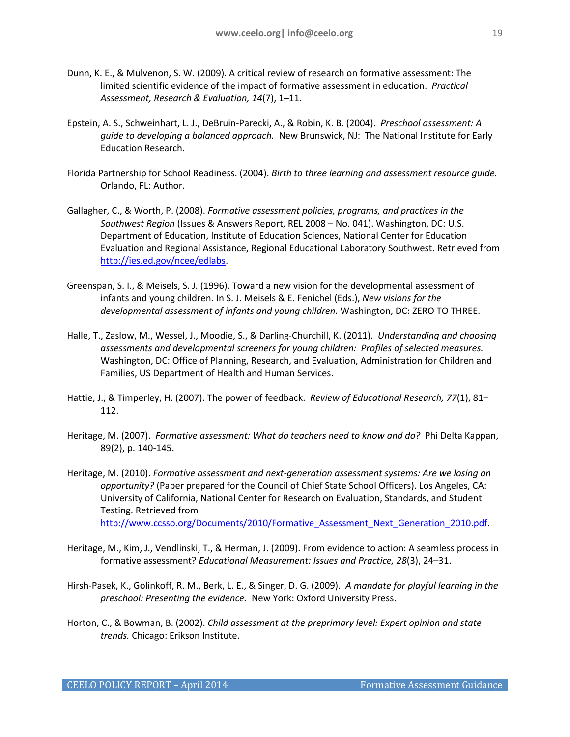Dunn, K. E., & Mulvenon, S. W. (2009). A critical review of research on formative assessment: The limited scientific evidence of the impact of formative assessment in education. *Practical Assessment, Research & Evaluation, 14*(7), 1–11.

Epstein, A. S., Schweinhart, L. J., DeBruin-Parecki, A., & Robin, K. B. (2004). *Preschool assessment: A guide to developing a balanced approach.* New Brunswick, NJ: The National Institute for Early Education Research.

Florida Partnership for School Readiness. (2004). *Birth to three learning and assessment resource guide.* Orlando, FL: Author.

Gallagher, C., & Worth, P. (2008). *Formative assessment policies, programs, and practices in the Southwest Region* (Issues & Answers Report, REL 2008 – No. 041). Washington, DC: U.S. Department of Education, Institute of Education Sciences, National Center for Education Evaluation and Regional Assistance, Regional Educational Laboratory Southwest. Retrieved from http://ies.ed.gov/ncee/edlabs.

Greenspan, S. I., & Meisels, S. J. (1996). Toward a new vision for the developmental assessment of infants and young children. In S. J. Meisels & E. Fenichel (Eds.), *New visions for the developmental assessment of infants and young children.* Washington, DC: ZERO TO THREE.

Halle, T., Zaslow, M., Wessel, J., Moodie, S., & Darling-Churchill, K. (2011). *Understanding and choosing assessments and developmental screeners for young children: Profiles of selected measures.* Washington, DC: Office of Planning, Research, and Evaluation, Administration for Children and Families, US Department of Health and Human Services.

Hattie, J., & Timperley, H. (2007). The power of feedback. *Review of Educational Research, 77*(1), 81–112.

Heritage, M. (2007). *Formative assessment: What do teachers need to know and do?* Phi Delta Kappan, 89(2), p. 140-145.

Heritage, M. (2010). *Formative assessment and next-generation assessment systems: Are we losing an opportunity?* (Paper prepared for the Council of Chief State School Officers). Los Angeles, CA: University of California, National Center for Research on Evaluation, Standards, and Student Testing. Retrieved from http://www.ccsso.org/Documents/2010/Formative_Assessment_Next_Generation_2010.pdf.

Heritage, M., Kim, J., Vendlinski, T., & Herman, J. (2009). From evidence to action: A seamless process in formative assessment? *Educational Measurement: Issues and Practice, 28*(3), 24–31.

Hirsh-Pasek, K., Golinkoff, R. M., Berk, L. E., & Singer, D. G. (2009). *A mandate for playful learning in the preschool: Presenting the evidence.* New York: Oxford University Press.

Horton, C., & Bowman, B. (2002). *Child assessment at the preprimary level: Expert opinion and state trends.* Chicago: Erikson Institute.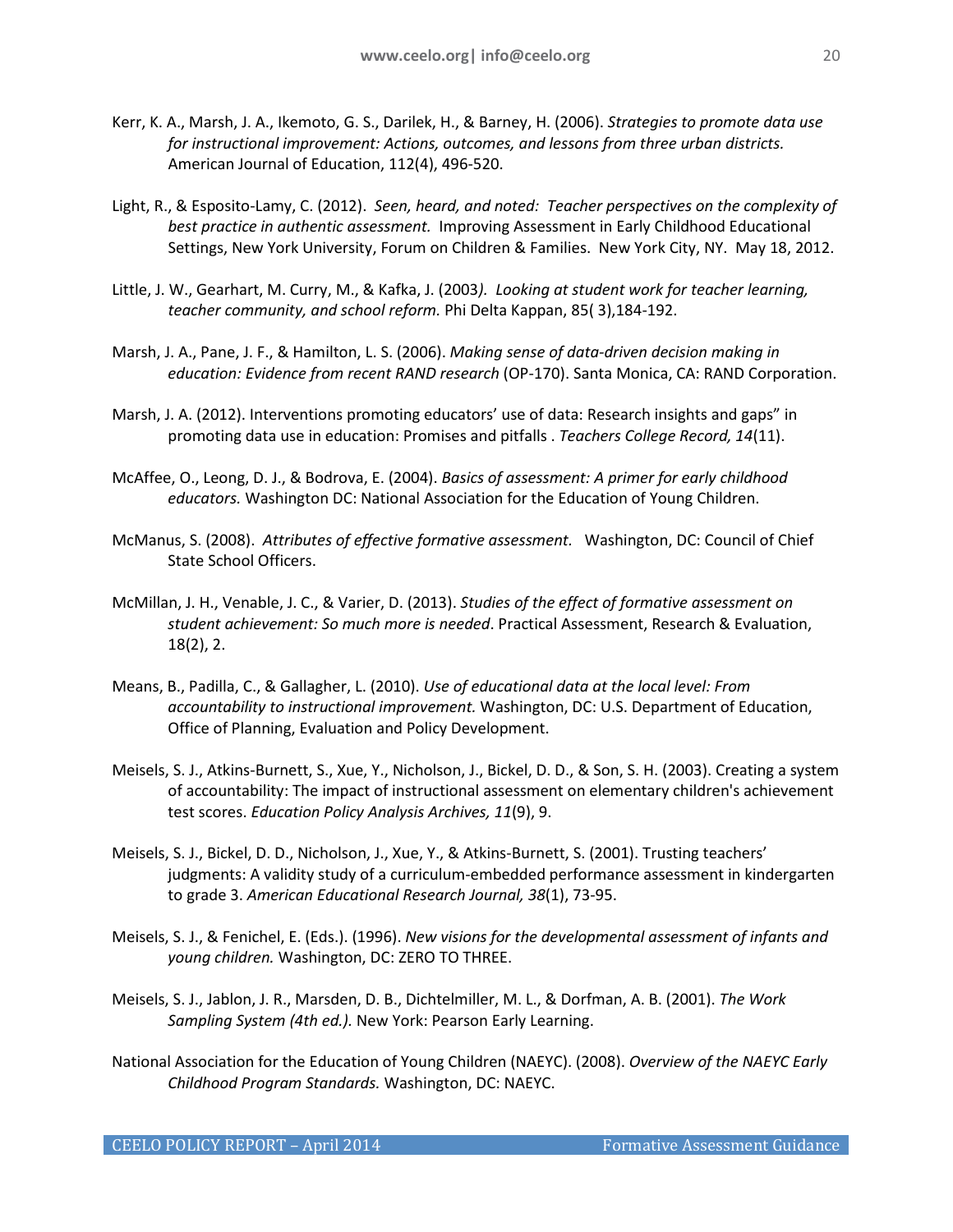Kerr, K. A., Marsh, J. A., Ikemoto, G. S., Darilek, H., & Barney, H. (2006). *Strategies to promote data use for instructional improvement: Actions, outcomes, and lessons from three urban districts.* American Journal of Education, 112(4), 496-520.

Light, R., & Esposito-Lamy, C. (2012). *Seen, heard, and noted: Teacher perspectives on the complexity of best practice in authentic assessment.* Improving Assessment in Early Childhood Educational Settings, New York University, Forum on Children & Families. New York City, NY. May 18, 2012.

Little, J. W., Gearhart, M. Curry, M., & Kafka, J. (2003*). Looking at student work for teacher learning, teacher community, and school reform.* Phi Delta Kappan, 85( 3),184-192.

Marsh, J. A., Pane, J. F., & Hamilton, L. S. (2006). *Making sense of data-driven decision making in education: Evidence from recent RAND research* (OP-170). Santa Monica, CA: RAND Corporation.

Marsh, J. A. (2012). Interventions promoting educators' use of data: Research insights and gaps" in promoting data use in education: Promises and pitfalls . *Teachers College Record, 14*(11).

McAffee, O., Leong, D. J., & Bodrova, E. (2004). *Basics of assessment: A primer for early childhood educators.* Washington DC: National Association for the Education of Young Children.

McManus, S. (2008). *Attributes of effective formative assessment.* Washington, DC: Council of Chief State School Officers.

McMillan, J. H., Venable, J. C., & Varier, D. (2013). *Studies of the effect of formative assessment on student achievement: So much more is needed*. Practical Assessment, Research & Evaluation, 18(2), 2.

Means, B., Padilla, C., & Gallagher, L. (2010). *Use of educational data at the local level: From accountability to instructional improvement.* Washington, DC: U.S. Department of Education, Office of Planning, Evaluation and Policy Development.

Meisels, S. J., Atkins-Burnett, S., Xue, Y., Nicholson, J., Bickel, D. D., & Son, S. H. (2003). Creating a system of accountability: The impact of instructional assessment on elementary children's achievement test scores. *Education Policy Analysis Archives, 11*(9), 9.

Meisels, S. J., Bickel, D. D., Nicholson, J., Xue, Y., & Atkins-Burnett, S. (2001). Trusting teachers' judgments: A validity study of a curriculum-embedded performance assessment in kindergarten to grade 3. *American Educational Research Journal, 38*(1), 73-95.

Meisels, S. J., & Fenichel, E. (Eds.). (1996). *New visions for the developmental assessment of infants and young children.* Washington, DC: ZERO TO THREE.

Meisels, S. J., Jablon, J. R., Marsden, D. B., Dichtelmiller, M. L., & Dorfman, A. B. (2001). *The Work Sampling System (4th ed.).* New York: Pearson Early Learning.

National Association for the Education of Young Children (NAEYC). (2008). *Overview of the NAEYC Early Childhood Program Standards.* Washington, DC: NAEYC.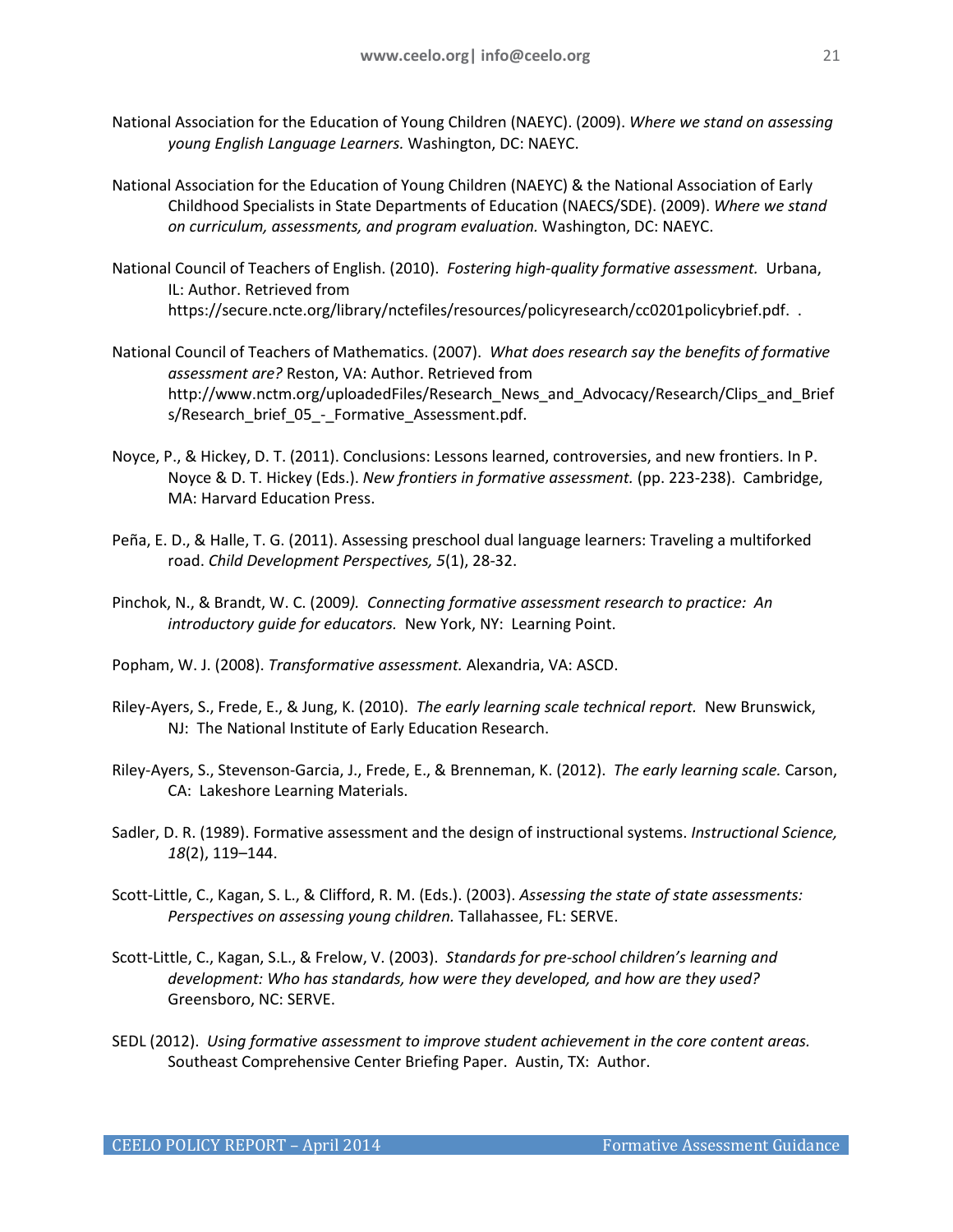National Association for the Education of Young Children (NAEYC). (2009). *Where we stand on assessing young English Language Learners.* Washington, DC: NAEYC.

National Association for the Education of Young Children (NAEYC) & the National Association of Early Childhood Specialists in State Departments of Education (NAECS/SDE). (2009). *Where we stand on curriculum, assessments, and program evaluation.* Washington, DC: NAEYC.

National Council of Teachers of English. (2010). *Fostering high-quality formative assessment.* Urbana, IL: Author. Retrieved from https://secure.ncte.org/library/nctefiles/resources/policyresearch/cc0201policybrief.pdf. .

National Council of Teachers of Mathematics. (2007). *What does research say the benefits of formative assessment are?* Reston, VA: Author. Retrieved from http://www.nctm.org/uploadedFiles/Research_News_and_Advocacy/Research/Clips_and_Briefs/Research_brief_05_-_Formative_Assessment.pdf.

Noyce, P., & Hickey, D. T. (2011). Conclusions: Lessons learned, controversies, and new frontiers. In P. Noyce & D. T. Hickey (Eds.). *New frontiers in formative assessment.* (pp. 223-238). Cambridge, MA: Harvard Education Press.

Peña, E. D., & Halle, T. G. (2011). Assessing preschool dual language learners: Traveling a multiforked road. *Child Development Perspectives, 5*(1), 28-32.

Pinchok, N., & Brandt, W. C. (2009*). Connecting formative assessment research to practice: An introductory guide for educators.* New York, NY: Learning Point.

Popham, W. J. (2008). *Transformative assessment.* Alexandria, VA: ASCD.

Riley-Ayers, S., Frede, E., & Jung, K. (2010). *The early learning scale technical report.* New Brunswick, NJ: The National Institute of Early Education Research.

Riley-Ayers, S., Stevenson-Garcia, J., Frede, E., & Brenneman, K. (2012). *The early learning scale.* Carson, CA: Lakeshore Learning Materials.

Sadler, D. R. (1989). Formative assessment and the design of instructional systems. *Instructional Science, 18*(2), 119–144.

Scott-Little, C., Kagan, S. L., & Clifford, R. M. (Eds.). (2003). *Assessing the state of state assessments: Perspectives on assessing young children.* Tallahassee, FL: SERVE.

Scott-Little, C., Kagan, S.L., & Frelow, V. (2003). *Standards for pre-school children's learning and development: Who has standards, how were they developed, and how are they used?* Greensboro, NC: SERVE.

SEDL (2012). *Using formative assessment to improve student achievement in the core content areas.* Southeast Comprehensive Center Briefing Paper. Austin, TX: Author.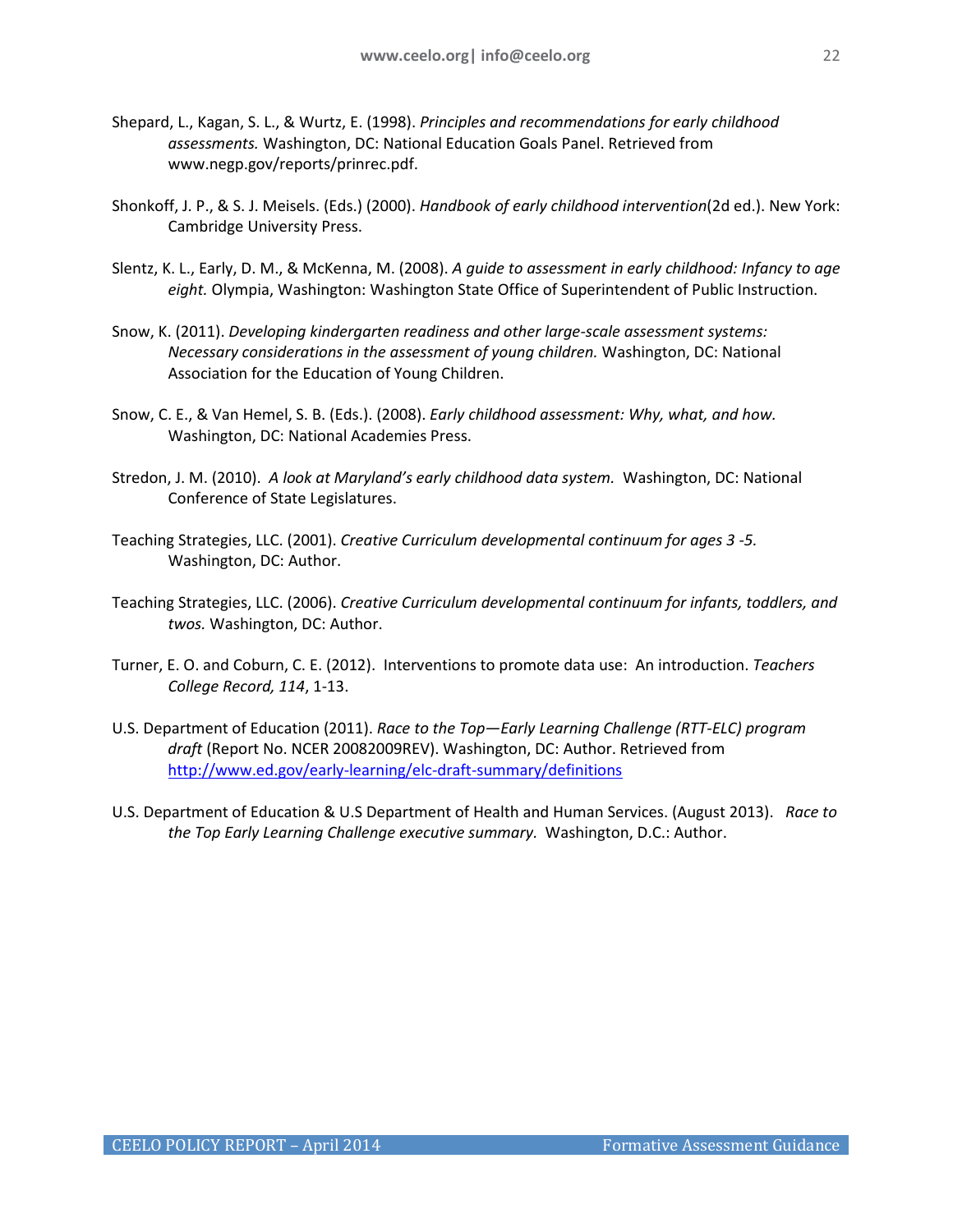Shepard, L., Kagan, S. L., & Wurtz, E. (1998). *Principles and recommendations for early childhood assessments.* Washington, DC: National Education Goals Panel. Retrieved from www.negp.gov/reports/prinrec.pdf.

Shonkoff, J. P., & S. J. Meisels. (Eds.) (2000). *Handbook of early childhood intervention*(2d ed.). New York: Cambridge University Press.

Slentz, K. L., Early, D. M., & McKenna, M. (2008). *A guide to assessment in early childhood: Infancy to age eight.* Olympia, Washington: Washington State Office of Superintendent of Public Instruction.

Snow, K. (2011). *Developing kindergarten readiness and other large-scale assessment systems: Necessary considerations in the assessment of young children.* Washington, DC: National Association for the Education of Young Children.

Snow, C. E., & Van Hemel, S. B. (Eds.). (2008). *Early childhood assessment: Why, what, and how.* Washington, DC: National Academies Press.

Stredon, J. M. (2010). *A look at Maryland's early childhood data system.* Washington, DC: National Conference of State Legislatures.

Teaching Strategies, LLC. (2001). *Creative Curriculum developmental continuum for ages 3 -5.* Washington, DC: Author.

Teaching Strategies, LLC. (2006). *Creative Curriculum developmental continuum for infants, toddlers, and twos.* Washington, DC: Author.

Turner, E. O. and Coburn, C. E. (2012). Interventions to promote data use: An introduction. *Teachers College Record, 114*, 1-13.

U.S. Department of Education (2011). *Race to the Top—Early Learning Challenge (RTT-ELC) program draft* (Report No. NCER 20082009REV). Washington, DC: Author. Retrieved from [http://www.ed.gov/early-learning/elc-draft-summary/definitions](http://www.ed.gov/early-learning/elc-draft-summary/definitions)

U.S. Department of Education & U.S Department of Health and Human Services. (August 2013). *Race to the Top Early Learning Challenge executive summary.* Washington, D.C.: Author.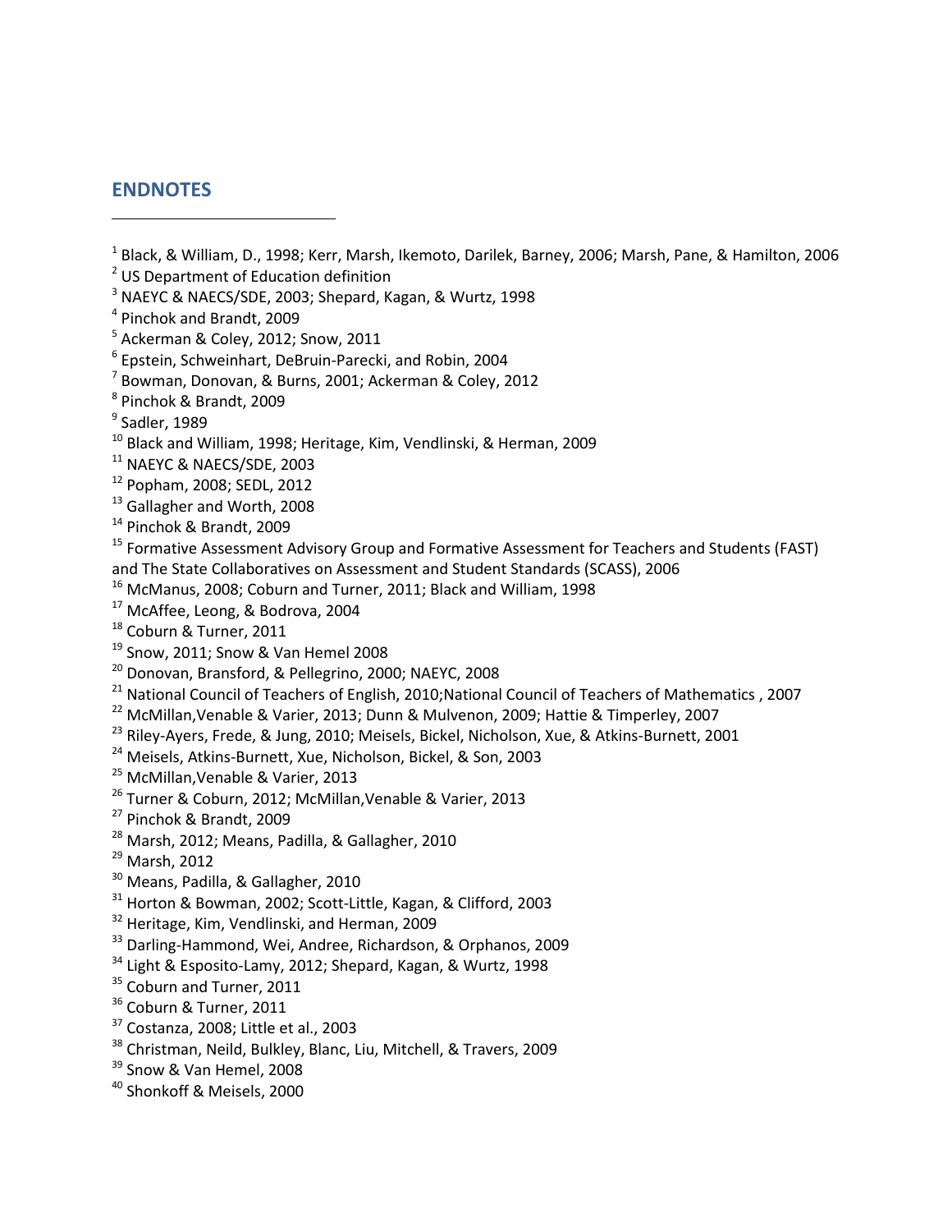## ENDNOTES

[1] Black, & William, D., 1998; Kerr, Marsh, Ikemoto, Darilek, Barney, 2006; Marsh, Pane, & Hamilton, 2006
[2] US Department of Education definition
[3] NAEYC & NAECS/SDE, 2003; Shepard, Kagan, & Wurtz, 1998
[4] Pinchok and Brandt, 2009
[5] Ackerman & Coley, 2012; Snow, 2011
[6] Epstein, Schweinhart, DeBruin-Parecki, and Robin, 2004
[7] Bowman, Donovan, & Burns, 2001; Ackerman & Coley, 2012
[8] Pinchok & Brandt, 2009
[9] Sadler, 1989
[10] Black and William, 1998; Heritage, Kim, Vendlinski, & Herman, 2009
[11] NAEYC & NAECS/SDE, 2003
[12] Popham, 2008; SEDL, 2012
[13] Gallagher and Worth, 2008
[14] Pinchok & Brandt, 2009
[15] Formative Assessment Advisory Group and Formative Assessment for Teachers and Students (FAST) and The State Collaboratives on Assessment and Student Standards (SCASS), 2006
[16] McManus, 2008; Coburn and Turner, 2011; Black and William, 1998
[17] McAffee, Leong, & Bodrova, 2004
[18] Coburn & Turner, 2011
[19] Snow, 2011; Snow & Van Hemel 2008
[20] Donovan, Bransford, & Pellegrino, 2000; NAEYC, 2008
[21] National Council of Teachers of English, 2010;National Council of Teachers of Mathematics , 2007
[22] McMillan,Venable & Varier, 2013; Dunn & Mulvenon, 2009; Hattie & Timperley, 2007
[23] Riley-Ayers, Frede, & Jung, 2010; Meisels, Bickel, Nicholson, Xue, & Atkins-Burnett, 2001
[24] Meisels, Atkins-Burnett, Xue, Nicholson, Bickel, & Son, 2003
[25] McMillan,Venable & Varier, 2013
[26] Turner & Coburn, 2012; McMillan,Venable & Varier, 2013
[27] Pinchok & Brandt, 2009
[28] Marsh, 2012; Means, Padilla, & Gallagher, 2010
[29] Marsh, 2012
[30] Means, Padilla, & Gallagher, 2010
[31] Horton & Bowman, 2002; Scott-Little, Kagan, & Clifford, 2003
[32] Heritage, Kim, Vendlinski, and Herman, 2009
[33] Darling-Hammond, Wei, Andree, Richardson, & Orphanos, 2009
[34] Light & Esposito-Lamy, 2012; Shepard, Kagan, & Wurtz, 1998
[35] Coburn and Turner, 2011
[36] Coburn & Turner, 2011
[37] Costanza, 2008; Little et al., 2003
[38] Christman, Neild, Bulkley, Blanc, Liu, Mitchell, & Travers, 2009
[39] Snow & Van Hemel, 2008
[40] Shonkoff & Meisels, 2000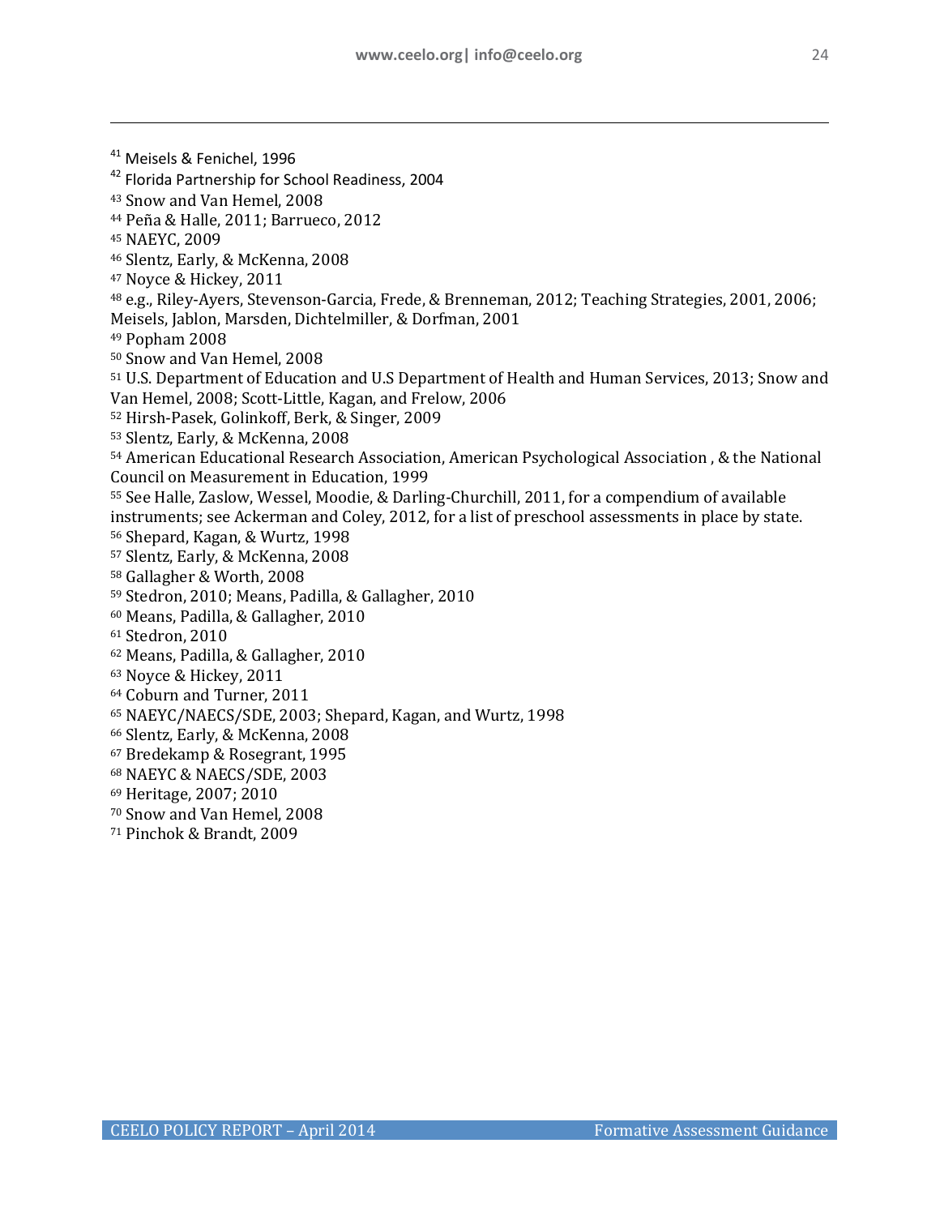[41] Meisels & Fenichel, 1996
[42] Florida Partnership for School Readiness, 2004
[43] Snow and Van Hemel, 2008
[44] Peña & Halle, 2011; Barrueco, 2012
[45] NAEYC, 2009
[46] Slentz, Early, & McKenna, 2008
[47] Noyce & Hickey, 2011
[48] e.g., Riley-Ayers, Stevenson-Garcia, Frede, & Brenneman, 2012; Teaching Strategies, 2001, 2006; Meisels, Jablon, Marsden, Dichtelmiller, & Dorfman, 2001
[49] Popham 2008
[50] Snow and Van Hemel, 2008
[51] U.S. Department of Education and U.S Department of Health and Human Services, 2013; Snow and Van Hemel, 2008; Scott-Little, Kagan, and Frelow, 2006
[52] Hirsh-Pasek, Golinkoff, Berk, & Singer, 2009
[53] Slentz, Early, & McKenna, 2008
[54] American Educational Research Association, American Psychological Association , & the National Council on Measurement in Education, 1999
[55] See Halle, Zaslow, Wessel, Moodie, & Darling-Churchill, 2011, for a compendium of available instruments; see Ackerman and Coley, 2012, for a list of preschool assessments in place by state.
[56] Shepard, Kagan, & Wurtz, 1998
[57] Slentz, Early, & McKenna, 2008
[58] Gallagher & Worth, 2008
[59] Stedron, 2010; Means, Padilla, & Gallagher, 2010
[60] Means, Padilla, & Gallagher, 2010
[61] Stedron, 2010
[62] Means, Padilla, & Gallagher, 2010
[63] Noyce & Hickey, 2011
[64] Coburn and Turner, 2011
[65] NAEYC/NAECS/SDE, 2003; Shepard, Kagan, and Wurtz, 1998
[66] Slentz, Early, & McKenna, 2008
[67] Bredekamp & Rosegrant, 1995
[68] NAEYC & NAECS/SDE, 2003
[69] Heritage, 2007; 2010
[70] Snow and Van Hemel, 2008
[71] Pinchok & Brandt, 2009